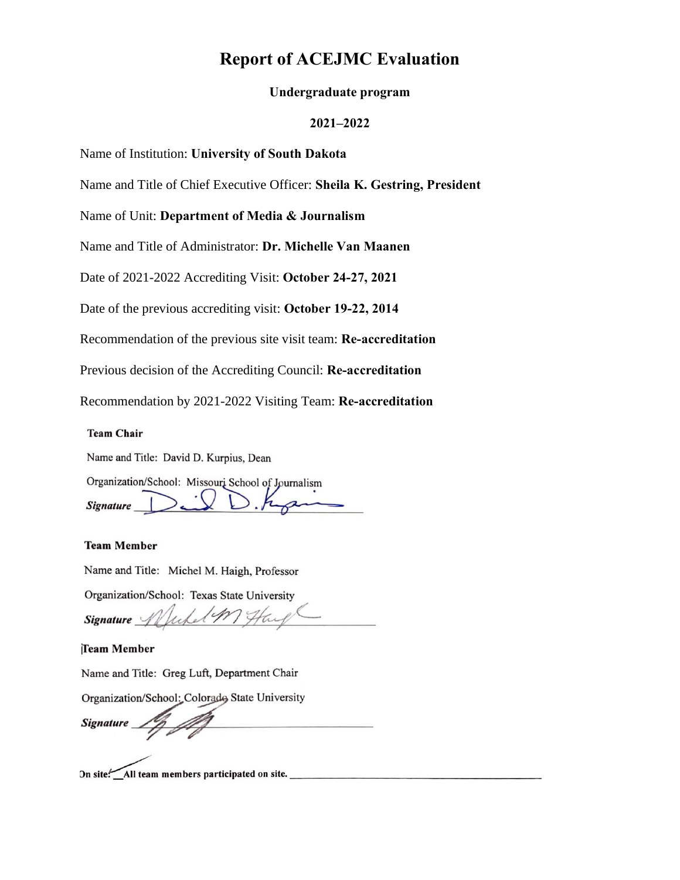# Report of ACEJMC Evaluation

**Undergraduate program**

**2021–2022**

Name of Institution: **University of South Dakota**

Name and Title of Chief Executive Officer: **Sheila K. Gestring, President**

Name of Unit: **Department of Media & Journalism**

Name and Title of Administrator: **Dr. Michelle Van Maanen**

Date of 2021-2022 Accrediting Visit: **October 24-27, 2021**

Date of the previous accrediting visit: **October 19-22, 2014**

Recommendation of the previous site visit team: **Re-accreditation**

Previous decision of the Accrediting Council: **Re-accreditation**

Recommendation by 2021-2022 Visiting Team: **Re-accreditation**

**Team Chair**

Name and Title: David D. Kurpius, Dean

Organization/School: Missouri School of Journalism

*Signature* ____________________

**Team Member**

Name and Title: Michel M. Haigh, Professor

Organization/School: Texas State University

*Signature* ____________________

**Team Member**

Name and Title: Greg Luft, Department Chair

Organization/School: Colorado State University

*Signature* ____________________

On site: ✓ All team members participated on site. ____________________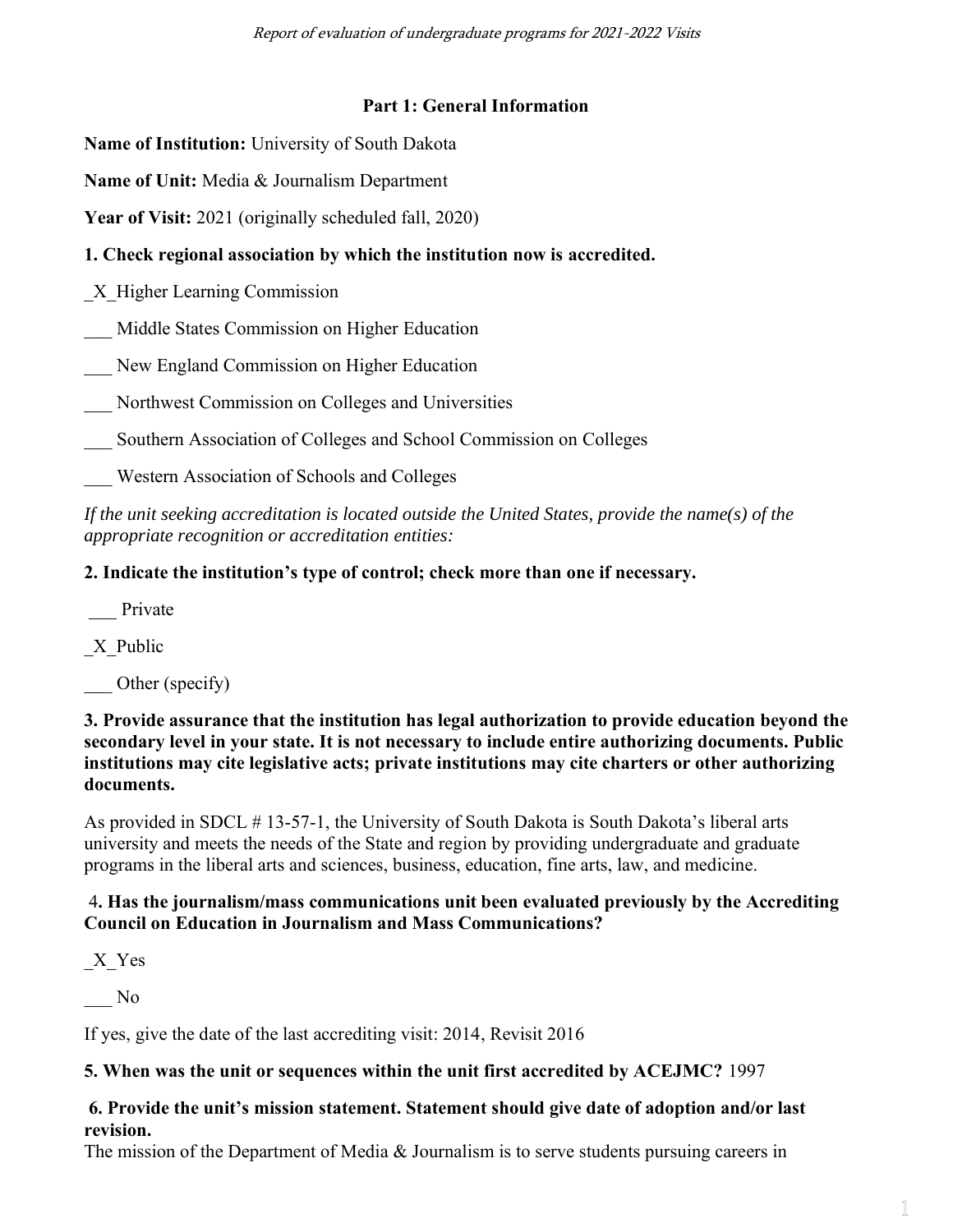## Part 1: General Information

**Name of Institution:** University of South Dakota

**Name of Unit:** Media & Journalism Department

**Year of Visit:** 2021 (originally scheduled fall, 2020)

**1. Check regional association by which the institution now is accredited.**

_X_Higher Learning Commission

___ Middle States Commission on Higher Education

___ New England Commission on Higher Education

___ Northwest Commission on Colleges and Universities

___ Southern Association of Colleges and School Commission on Colleges

___ Western Association of Schools and Colleges

*If the unit seeking accreditation is located outside the United States, provide the name(s) of the appropriate recognition or accreditation entities:*

**2. Indicate the institution's type of control; check more than one if necessary.**

___ Private

_X_Public

___ Other (specify)

**3. Provide assurance that the institution has legal authorization to provide education beyond the secondary level in your state. It is not necessary to include entire authorizing documents. Public institutions may cite legislative acts; private institutions may cite charters or other authorizing documents.**

As provided in SDCL # 13-57-1, the University of South Dakota is South Dakota's liberal arts university and meets the needs of the State and region by providing undergraduate and graduate programs in the liberal arts and sciences, business, education, fine arts, law, and medicine.

**4. Has the journalism/mass communications unit been evaluated previously by the Accrediting Council on Education in Journalism and Mass Communications?**

_X_Yes

___ No

If yes, give the date of the last accrediting visit: 2014, Revisit 2016

**5. When was the unit or sequences within the unit first accredited by ACEJMC?** 1997

**6. Provide the unit's mission statement. Statement should give date of adoption and/or last revision.**

The mission of the Department of Media & Journalism is to serve students pursuing careers in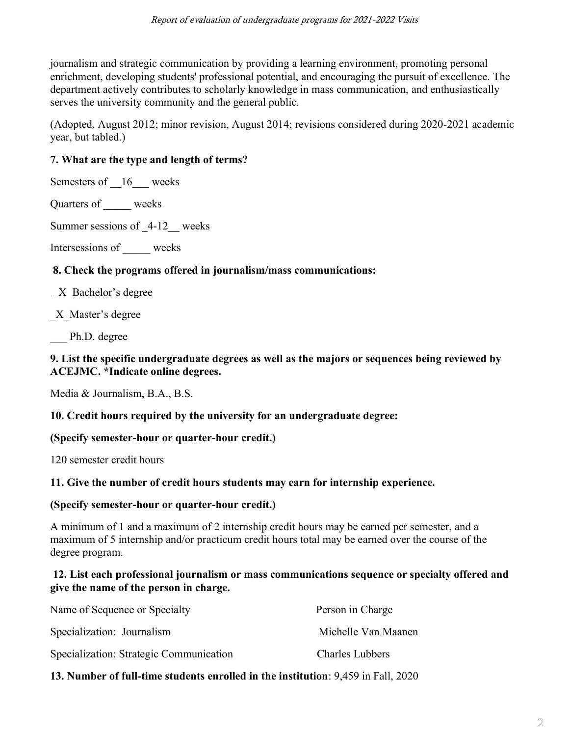journalism and strategic communication by providing a learning environment, promoting personal enrichment, developing students' professional potential, and encouraging the pursuit of excellence. The department actively contributes to scholarly knowledge in mass communication, and enthusiastically serves the university community and the general public.

(Adopted, August 2012; minor revision, August 2014; revisions considered during 2020-2021 academic year, but tabled.)

**7. What are the type and length of terms?**

Semesters of __16___ weeks

Quarters of _____ weeks

Summer sessions of _4-12__ weeks

Intersessions of _____ weeks

**8. Check the programs offered in journalism/mass communications:**

_X_Bachelor's degree

_X_Master's degree

___ Ph.D. degree

**9. List the specific undergraduate degrees as well as the majors or sequences being reviewed by ACEJMC. *Indicate online degrees.**

Media & Journalism, B.A., B.S.

**10. Credit hours required by the university for an undergraduate degree:**

**(Specify semester-hour or quarter-hour credit.)**

120 semester credit hours

**11. Give the number of credit hours students may earn for internship experience.**

**(Specify semester-hour or quarter-hour credit.)**

A minimum of 1 and a maximum of 2 internship credit hours may be earned per semester, and a maximum of 5 internship and/or practicum credit hours total may be earned over the course of the degree program.

**12. List each professional journalism or mass communications sequence or specialty offered and give the name of the person in charge.**

| Name of Sequence or Specialty | Person in Charge |
| --- | --- |
| Specialization: Journalism | Michelle Van Maanen |
| Specialization: Strategic Communication | Charles Lubbers |

**13. Number of full-time students enrolled in the institution**: 9,459 in Fall, 2020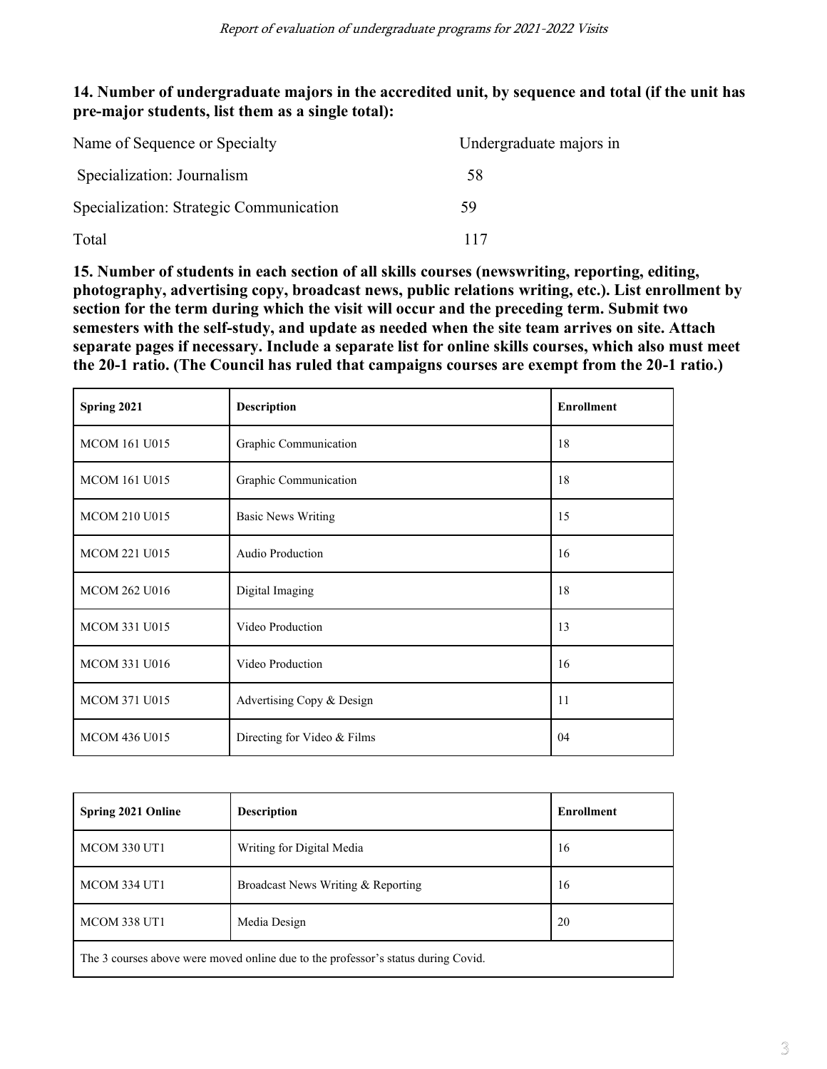**14. Number of undergraduate majors in the accredited unit, by sequence and total (if the unit has pre-major students, list them as a single total):**

| Name of Sequence or Specialty | Undergraduate majors in |
|---|---|
| Specialization: Journalism | 58 |
| Specialization: Strategic Communication | 59 |
| Total | 117 |

**15. Number of students in each section of all skills courses (newswriting, reporting, editing, photography, advertising copy, broadcast news, public relations writing, etc.). List enrollment by section for the term during which the visit will occur and the preceding term. Submit two semesters with the self-study, and update as needed when the site team arrives on site. Attach separate pages if necessary. Include a separate list for online skills courses, which also must meet the 20-1 ratio. (The Council has ruled that campaigns courses are exempt from the 20-1 ratio.)**

| Spring 2021 | Description | Enrollment |
|---|---|---|
| MCOM 161 U015 | Graphic Communication | 18 |
| MCOM 161 U015 | Graphic Communication | 18 |
| MCOM 210 U015 | Basic News Writing | 15 |
| MCOM 221 U015 | Audio Production | 16 |
| MCOM 262 U016 | Digital Imaging | 18 |
| MCOM 331 U015 | Video Production | 13 |
| MCOM 331 U016 | Video Production | 16 |
| MCOM 371 U015 | Advertising Copy & Design | 11 |
| MCOM 436 U015 | Directing for Video & Films | 04 |

| Spring 2021 Online | Description | Enrollment |
|---|---|---|
| MCOM 330 UT1 | Writing for Digital Media | 16 |
| MCOM 334 UT1 | Broadcast News Writing & Reporting | 16 |
| MCOM 338 UT1 | Media Design | 20 |
| The 3 courses above were moved online due to the professor's status during Covid. | | |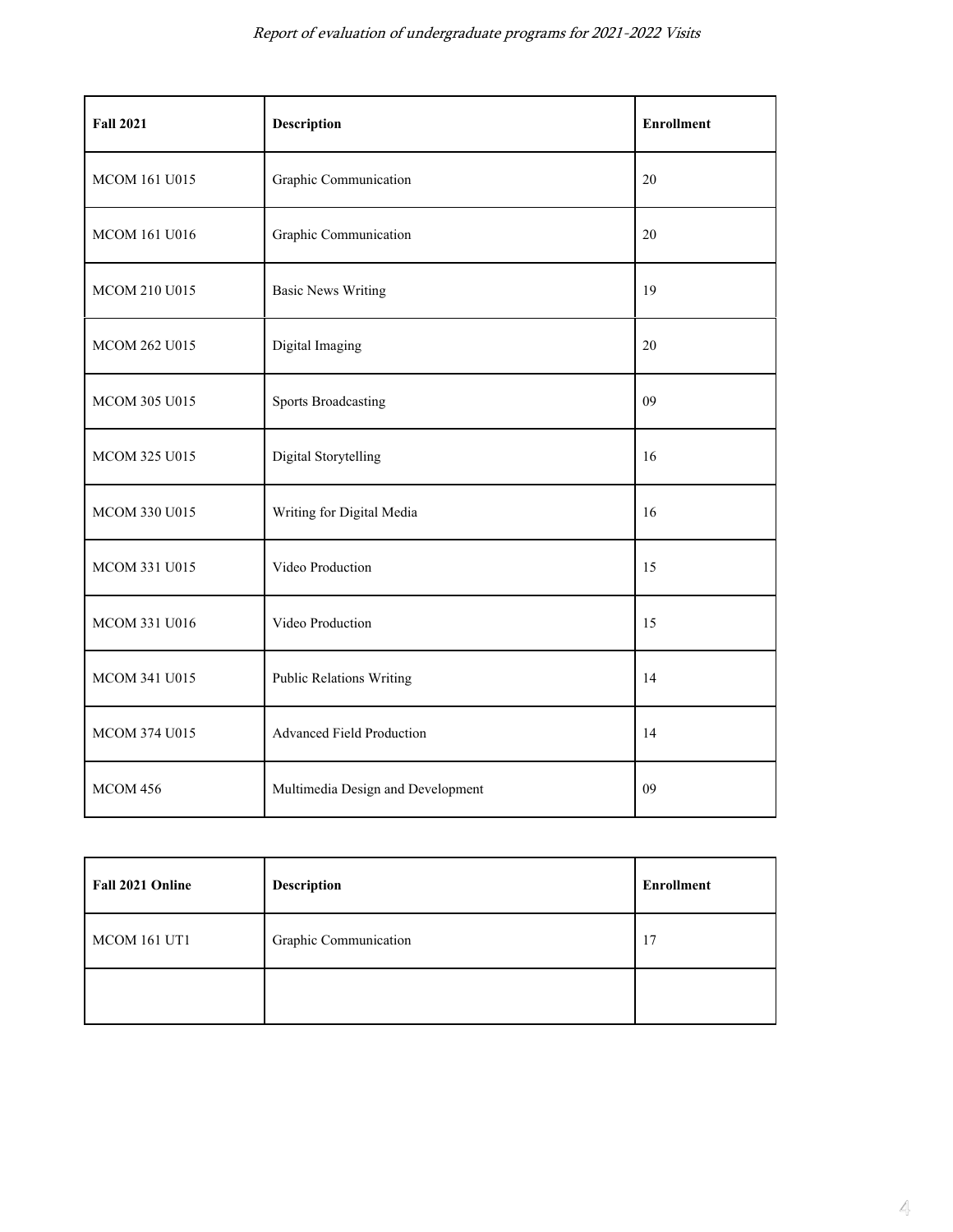| Fall 2021 | Description | Enrollment |
| --- | --- | --- |
| MCOM 161 U015 | Graphic Communication | 20 |
| MCOM 161 U016 | Graphic Communication | 20 |
| MCOM 210 U015 | Basic News Writing | 19 |
| MCOM 262 U015 | Digital Imaging | 20 |
| MCOM 305 U015 | Sports Broadcasting | 09 |
| MCOM 325 U015 | Digital Storytelling | 16 |
| MCOM 330 U015 | Writing for Digital Media | 16 |
| MCOM 331 U015 | Video Production | 15 |
| MCOM 331 U016 | Video Production | 15 |
| MCOM 341 U015 | Public Relations Writing | 14 |
| MCOM 374 U015 | Advanced Field Production | 14 |
| MCOM 456 | Multimedia Design and Development | 09 |

| Fall 2021 Online | Description | Enrollment |
| --- | --- | --- |
| MCOM 161 UT1 | Graphic Communication | 17 |
| | | |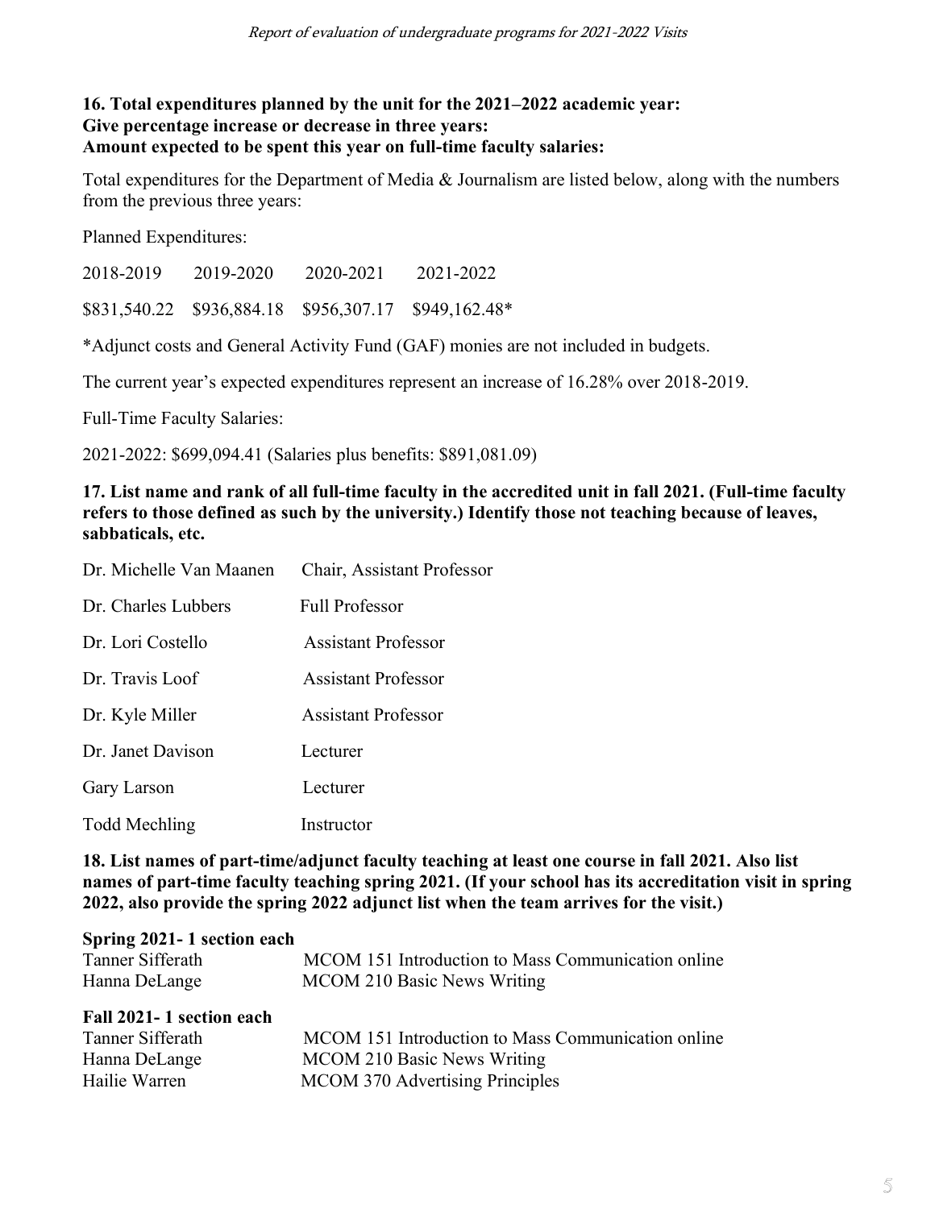**16. Total expenditures planned by the unit for the 2021–2022 academic year:**
**Give percentage increase or decrease in three years:**
**Amount expected to be spent this year on full-time faculty salaries:**

Total expenditures for the Department of Media & Journalism are listed below, along with the numbers from the previous three years:

Planned Expenditures:

| 2018-2019 | 2019-2020 | 2020-2021 | 2021-2022 |
|---|---|---|---|
| $831,540.22 | $936,884.18 | $956,307.17 | $949,162.48* |

*Adjunct costs and General Activity Fund (GAF) monies are not included in budgets.

The current year's expected expenditures represent an increase of 16.28% over 2018-2019.

Full-Time Faculty Salaries:

2021-2022: $699,094.41 (Salaries plus benefits: $891,081.09)

**17. List name and rank of all full-time faculty in the accredited unit in fall 2021. (Full-time faculty refers to those defined as such by the university.) Identify those not teaching because of leaves, sabbaticals, etc.**

| Name | Rank |
|---|---|
| Dr. Michelle Van Maanen | Chair, Assistant Professor |
| Dr. Charles Lubbers | Full Professor |
| Dr. Lori Costello | Assistant Professor |
| Dr. Travis Loof | Assistant Professor |
| Dr. Kyle Miller | Assistant Professor |
| Dr. Janet Davison | Lecturer |
| Gary Larson | Lecturer |
| Todd Mechling | Instructor |

**18. List names of part-time/adjunct faculty teaching at least one course in fall 2021. Also list names of part-time faculty teaching spring 2021. (If your school has its accreditation visit in spring 2022, also provide the spring 2022 adjunct list when the team arrives for the visit.)**

**Spring 2021- 1 section each**

| Name | Course |
|---|---|
| Tanner Sifferath | MCOM 151 Introduction to Mass Communication online |
| Hanna DeLange | MCOM 210 Basic News Writing |

**Fall 2021- 1 section each**

| Name | Course |
|---|---|
| Tanner Sifferath | MCOM 151 Introduction to Mass Communication online |
| Hanna DeLange | MCOM 210 Basic News Writing |
| Hailie Warren | MCOM 370 Advertising Principles |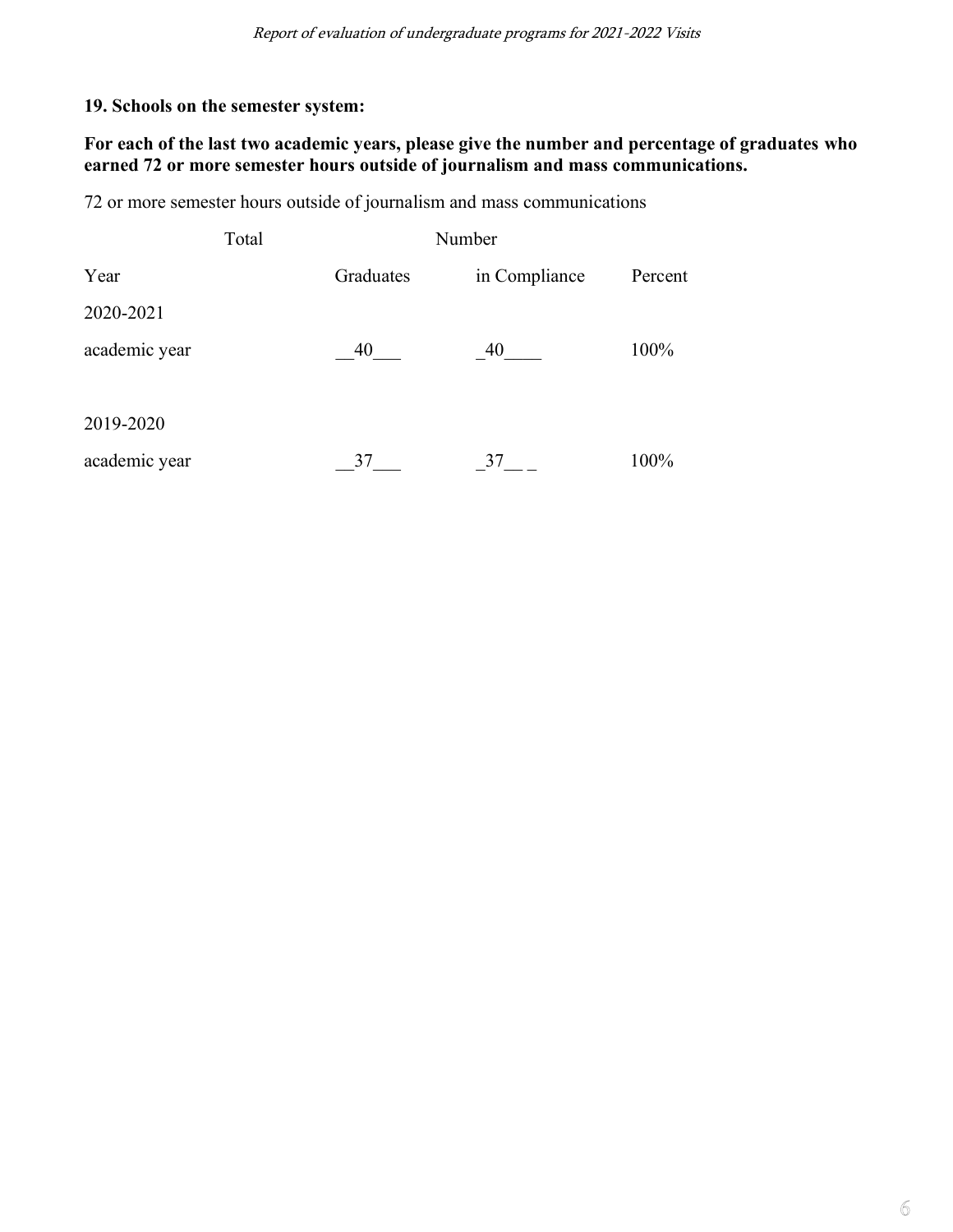**19. Schools on the semester system:**

**For each of the last two academic years, please give the number and percentage of graduates who earned 72 or more semester hours outside of journalism and mass communications.**

72 or more semester hours outside of journalism and mass communications

| Year | Total Graduates | Number in Compliance | Percent |
|---|---|---|---|
| 2020-2021 academic year | 40 | 40 | 100% |
| 2019-2020 academic year | 37 | 37 | 100% |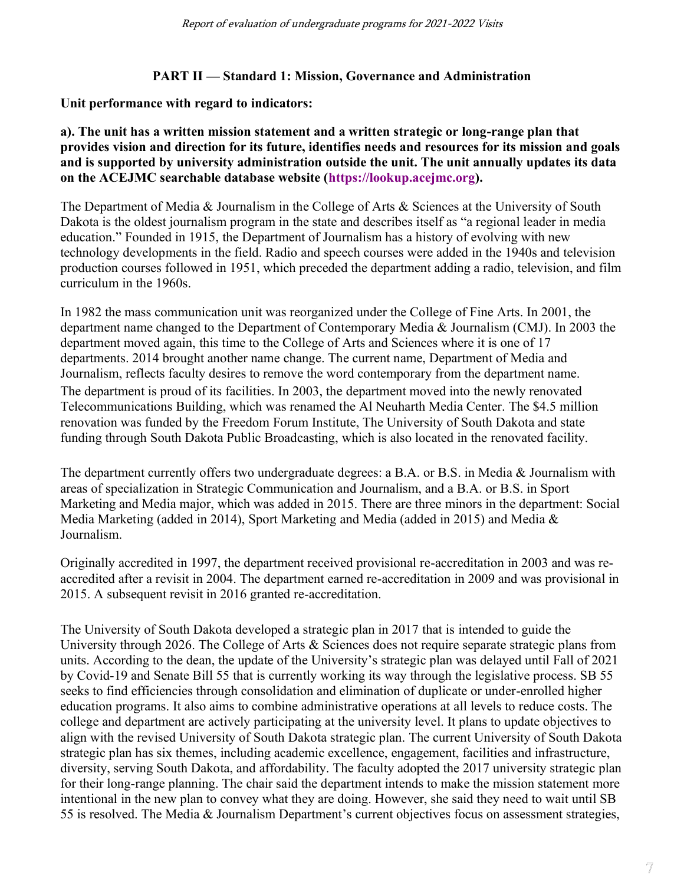## PART II — Standard 1: Mission, Governance and Administration

**Unit performance with regard to indicators:**

**a). The unit has a written mission statement and a written strategic or long-range plan that provides vision and direction for its future, identifies needs and resources for its mission and goals and is supported by university administration outside the unit. The unit annually updates its data on the ACEJMC searchable database website (https://lookup.acejmc.org).**

The Department of Media & Journalism in the College of Arts & Sciences at the University of South Dakota is the oldest journalism program in the state and describes itself as "a regional leader in media education." Founded in 1915, the Department of Journalism has a history of evolving with new technology developments in the field. Radio and speech courses were added in the 1940s and television production courses followed in 1951, which preceded the department adding a radio, television, and film curriculum in the 1960s.

In 1982 the mass communication unit was reorganized under the College of Fine Arts. In 2001, the department name changed to the Department of Contemporary Media & Journalism (CMJ). In 2003 the department moved again, this time to the College of Arts and Sciences where it is one of 17 departments. 2014 brought another name change. The current name, Department of Media and Journalism, reflects faculty desires to remove the word contemporary from the department name. The department is proud of its facilities. In 2003, the department moved into the newly renovated Telecommunications Building, which was renamed the Al Neuharth Media Center. The $4.5 million renovation was funded by the Freedom Forum Institute, The University of South Dakota and state funding through South Dakota Public Broadcasting, which is also located in the renovated facility.

The department currently offers two undergraduate degrees: a B.A. or B.S. in Media & Journalism with areas of specialization in Strategic Communication and Journalism, and a B.A. or B.S. in Sport Marketing and Media major, which was added in 2015. There are three minors in the department: Social Media Marketing (added in 2014), Sport Marketing and Media (added in 2015) and Media & Journalism.

Originally accredited in 1997, the department received provisional re-accreditation in 2003 and was re-accredited after a revisit in 2004. The department earned re-accreditation in 2009 and was provisional in 2015. A subsequent revisit in 2016 granted re-accreditation.

The University of South Dakota developed a strategic plan in 2017 that is intended to guide the University through 2026. The College of Arts & Sciences does not require separate strategic plans from units. According to the dean, the update of the University's strategic plan was delayed until Fall of 2021 by Covid-19 and Senate Bill 55 that is currently working its way through the legislative process. SB 55 seeks to find efficiencies through consolidation and elimination of duplicate or under-enrolled higher education programs. It also aims to combine administrative operations at all levels to reduce costs. The college and department are actively participating at the university level. It plans to update objectives to align with the revised University of South Dakota strategic plan. The current University of South Dakota strategic plan has six themes, including academic excellence, engagement, facilities and infrastructure, diversity, serving South Dakota, and affordability. The faculty adopted the 2017 university strategic plan for their long-range planning. The chair said the department intends to make the mission statement more intentional in the new plan to convey what they are doing. However, she said they need to wait until SB 55 is resolved. The Media & Journalism Department's current objectives focus on assessment strategies,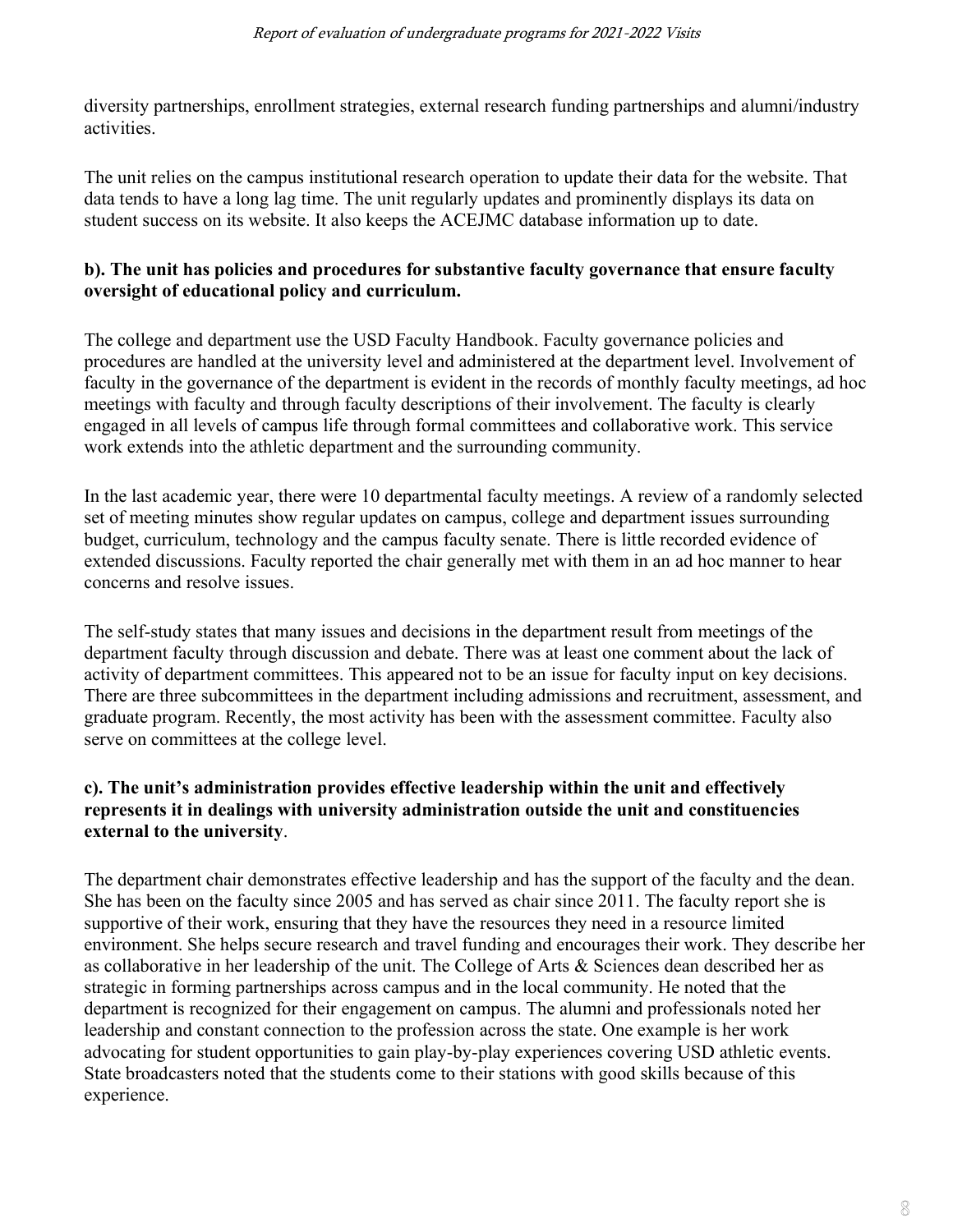diversity partnerships, enrollment strategies, external research funding partnerships and alumni/industry activities.

The unit relies on the campus institutional research operation to update their data for the website. That data tends to have a long lag time. The unit regularly updates and prominently displays its data on student success on its website. It also keeps the ACEJMC database information up to date.

**b). The unit has policies and procedures for substantive faculty governance that ensure faculty oversight of educational policy and curriculum.**

The college and department use the USD Faculty Handbook. Faculty governance policies and procedures are handled at the university level and administered at the department level. Involvement of faculty in the governance of the department is evident in the records of monthly faculty meetings, ad hoc meetings with faculty and through faculty descriptions of their involvement. The faculty is clearly engaged in all levels of campus life through formal committees and collaborative work. This service work extends into the athletic department and the surrounding community.

In the last academic year, there were 10 departmental faculty meetings. A review of a randomly selected set of meeting minutes show regular updates on campus, college and department issues surrounding budget, curriculum, technology and the campus faculty senate. There is little recorded evidence of extended discussions. Faculty reported the chair generally met with them in an ad hoc manner to hear concerns and resolve issues.

The self-study states that many issues and decisions in the department result from meetings of the department faculty through discussion and debate. There was at least one comment about the lack of activity of department committees. This appeared not to be an issue for faculty input on key decisions. There are three subcommittees in the department including admissions and recruitment, assessment, and graduate program. Recently, the most activity has been with the assessment committee. Faculty also serve on committees at the college level.

**c). The unit's administration provides effective leadership within the unit and effectively represents it in dealings with university administration outside the unit and constituencies external to the university**.

The department chair demonstrates effective leadership and has the support of the faculty and the dean. She has been on the faculty since 2005 and has served as chair since 2011. The faculty report she is supportive of their work, ensuring that they have the resources they need in a resource limited environment. She helps secure research and travel funding and encourages their work. They describe her as collaborative in her leadership of the unit. The College of Arts & Sciences dean described her as strategic in forming partnerships across campus and in the local community. He noted that the department is recognized for their engagement on campus. The alumni and professionals noted her leadership and constant connection to the profession across the state. One example is her work advocating for student opportunities to gain play-by-play experiences covering USD athletic events. State broadcasters noted that the students come to their stations with good skills because of this experience.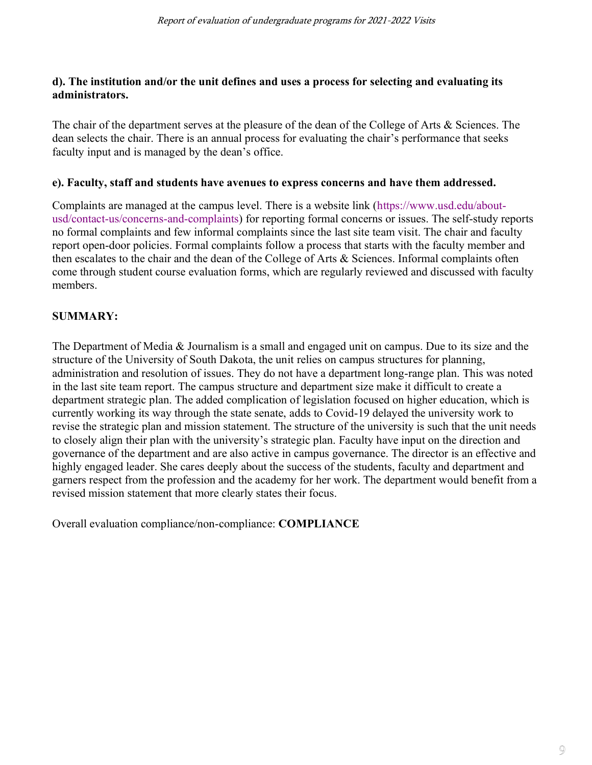**d). The institution and/or the unit defines and uses a process for selecting and evaluating its administrators.**

The chair of the department serves at the pleasure of the dean of the College of Arts & Sciences. The dean selects the chair. There is an annual process for evaluating the chair's performance that seeks faculty input and is managed by the dean's office.

**e). Faculty, staff and students have avenues to express concerns and have them addressed.**

Complaints are managed at the campus level. There is a website link (https://www.usd.edu/about-usd/contact-us/concerns-and-complaints) for reporting formal concerns or issues. The self-study reports no formal complaints and few informal complaints since the last site team visit. The chair and faculty report open-door policies. Formal complaints follow a process that starts with the faculty member and then escalates to the chair and the dean of the College of Arts & Sciences. Informal complaints often come through student course evaluation forms, which are regularly reviewed and discussed with faculty members.

**SUMMARY:**

The Department of Media & Journalism is a small and engaged unit on campus. Due to its size and the structure of the University of South Dakota, the unit relies on campus structures for planning, administration and resolution of issues. They do not have a department long-range plan. This was noted in the last site team report. The campus structure and department size make it difficult to create a department strategic plan. The added complication of legislation focused on higher education, which is currently working its way through the state senate, adds to Covid-19 delayed the university work to revise the strategic plan and mission statement. The structure of the university is such that the unit needs to closely align their plan with the university's strategic plan. Faculty have input on the direction and governance of the department and are also active in campus governance. The director is an effective and highly engaged leader. She cares deeply about the success of the students, faculty and department and garners respect from the profession and the academy for her work. The department would benefit from a revised mission statement that more clearly states their focus.

Overall evaluation compliance/non-compliance: **COMPLIANCE**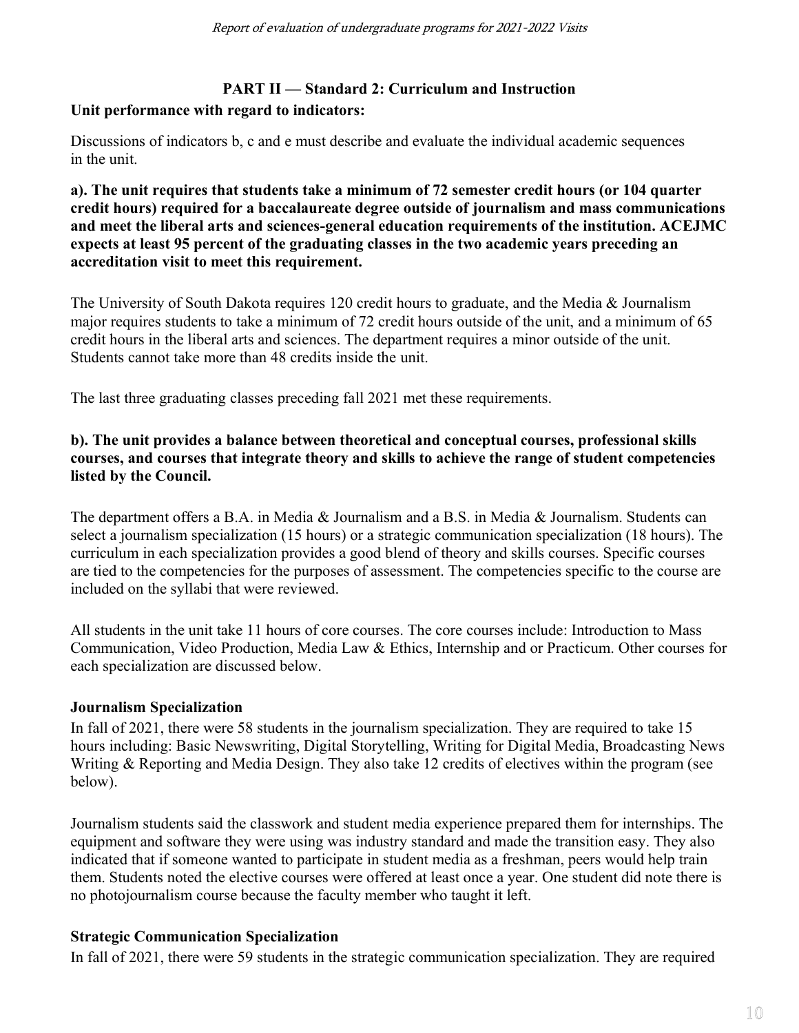## PART II — Standard 2: Curriculum and Instruction

**Unit performance with regard to indicators:**

Discussions of indicators b, c and e must describe and evaluate the individual academic sequences in the unit.

**a). The unit requires that students take a minimum of 72 semester credit hours (or 104 quarter credit hours) required for a baccalaureate degree outside of journalism and mass communications and meet the liberal arts and sciences-general education requirements of the institution. ACEJMC expects at least 95 percent of the graduating classes in the two academic years preceding an accreditation visit to meet this requirement.**

The University of South Dakota requires 120 credit hours to graduate, and the Media & Journalism major requires students to take a minimum of 72 credit hours outside of the unit, and a minimum of 65 credit hours in the liberal arts and sciences. The department requires a minor outside of the unit. Students cannot take more than 48 credits inside the unit.

The last three graduating classes preceding fall 2021 met these requirements.

**b). The unit provides a balance between theoretical and conceptual courses, professional skills courses, and courses that integrate theory and skills to achieve the range of student competencies listed by the Council.**

The department offers a B.A. in Media & Journalism and a B.S. in Media & Journalism. Students can select a journalism specialization (15 hours) or a strategic communication specialization (18 hours). The curriculum in each specialization provides a good blend of theory and skills courses. Specific courses are tied to the competencies for the purposes of assessment. The competencies specific to the course are included on the syllabi that were reviewed.

All students in the unit take 11 hours of core courses. The core courses include: Introduction to Mass Communication, Video Production, Media Law & Ethics, Internship and or Practicum. Other courses for each specialization are discussed below.

**Journalism Specialization**

In fall of 2021, there were 58 students in the journalism specialization. They are required to take 15 hours including: Basic Newswriting, Digital Storytelling, Writing for Digital Media, Broadcasting News Writing & Reporting and Media Design. They also take 12 credits of electives within the program (see below).

Journalism students said the classwork and student media experience prepared them for internships. The equipment and software they were using was industry standard and made the transition easy. They also indicated that if someone wanted to participate in student media as a freshman, peers would help train them. Students noted the elective courses were offered at least once a year. One student did note there is no photojournalism course because the faculty member who taught it left.

**Strategic Communication Specialization**

In fall of 2021, there were 59 students in the strategic communication specialization. They are required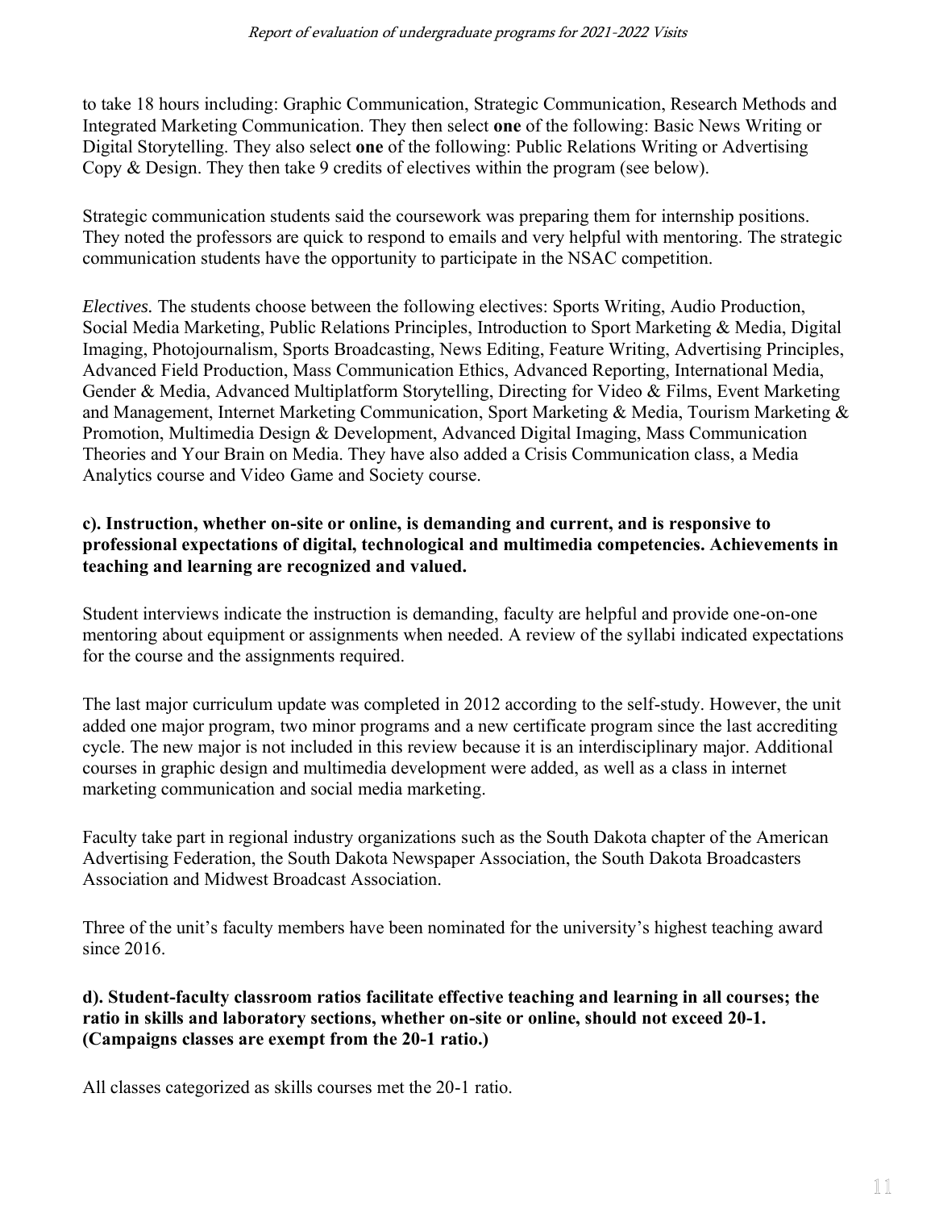to take 18 hours including: Graphic Communication, Strategic Communication, Research Methods and Integrated Marketing Communication. They then select **one** of the following: Basic News Writing or Digital Storytelling. They also select **one** of the following: Public Relations Writing or Advertising Copy & Design. They then take 9 credits of electives within the program (see below).

Strategic communication students said the coursework was preparing them for internship positions. They noted the professors are quick to respond to emails and very helpful with mentoring. The strategic communication students have the opportunity to participate in the NSAC competition.

*Electives.* The students choose between the following electives: Sports Writing, Audio Production, Social Media Marketing, Public Relations Principles, Introduction to Sport Marketing & Media, Digital Imaging, Photojournalism, Sports Broadcasting, News Editing, Feature Writing, Advertising Principles, Advanced Field Production, Mass Communication Ethics, Advanced Reporting, International Media, Gender & Media, Advanced Multiplatform Storytelling, Directing for Video & Films, Event Marketing and Management, Internet Marketing Communication, Sport Marketing & Media, Tourism Marketing & Promotion, Multimedia Design & Development, Advanced Digital Imaging, Mass Communication Theories and Your Brain on Media. They have also added a Crisis Communication class, a Media Analytics course and Video Game and Society course.

**c). Instruction, whether on-site or online, is demanding and current, and is responsive to professional expectations of digital, technological and multimedia competencies. Achievements in teaching and learning are recognized and valued.**

Student interviews indicate the instruction is demanding, faculty are helpful and provide one-on-one mentoring about equipment or assignments when needed. A review of the syllabi indicated expectations for the course and the assignments required.

The last major curriculum update was completed in 2012 according to the self-study. However, the unit added one major program, two minor programs and a new certificate program since the last accrediting cycle. The new major is not included in this review because it is an interdisciplinary major. Additional courses in graphic design and multimedia development were added, as well as a class in internet marketing communication and social media marketing.

Faculty take part in regional industry organizations such as the South Dakota chapter of the American Advertising Federation, the South Dakota Newspaper Association, the South Dakota Broadcasters Association and Midwest Broadcast Association.

Three of the unit's faculty members have been nominated for the university's highest teaching award since 2016.

**d). Student-faculty classroom ratios facilitate effective teaching and learning in all courses; the ratio in skills and laboratory sections, whether on-site or online, should not exceed 20-1. (Campaigns classes are exempt from the 20-1 ratio.)**

All classes categorized as skills courses met the 20-1 ratio.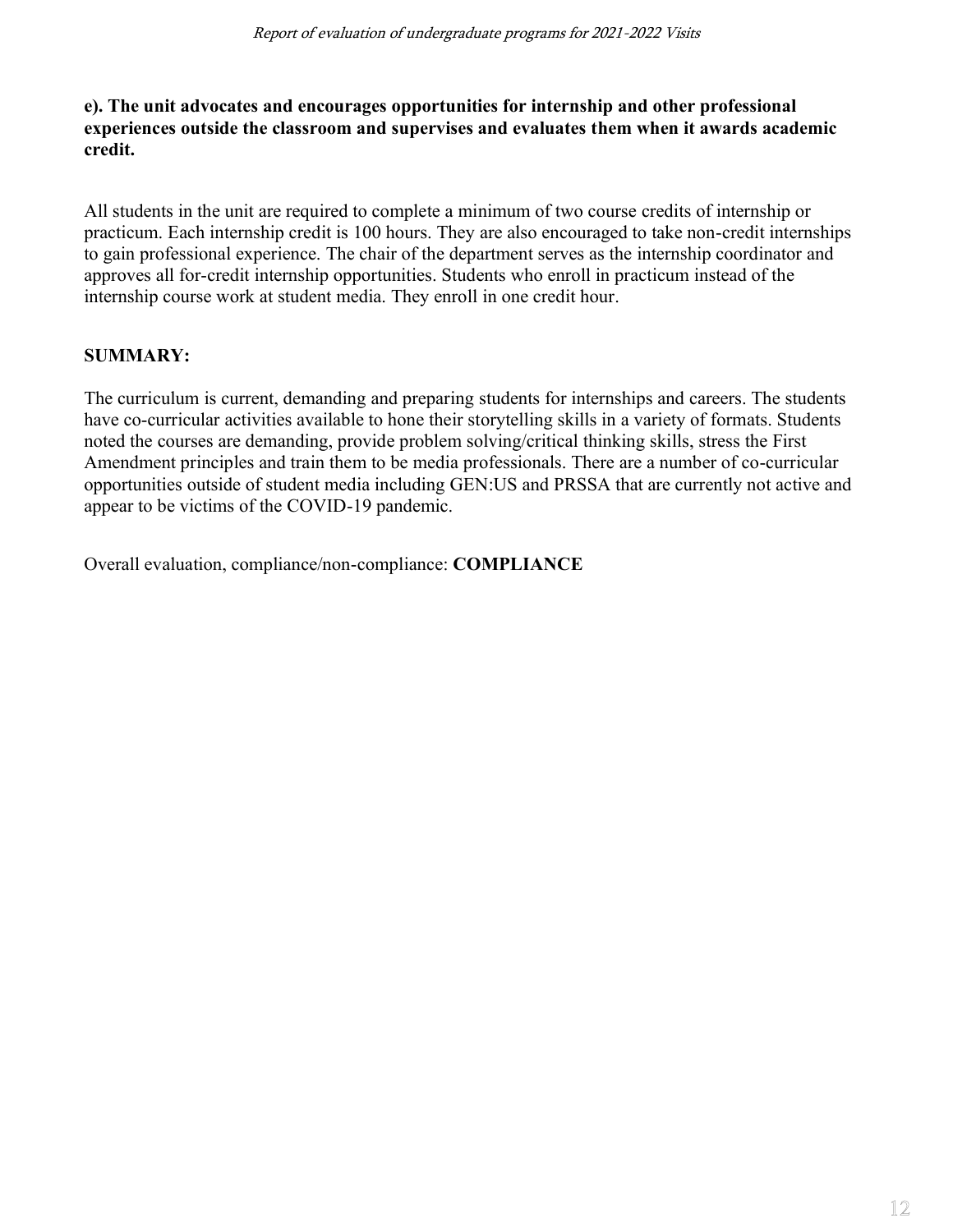**e). The unit advocates and encourages opportunities for internship and other professional experiences outside the classroom and supervises and evaluates them when it awards academic credit.**

All students in the unit are required to complete a minimum of two course credits of internship or practicum. Each internship credit is 100 hours. They are also encouraged to take non-credit internships to gain professional experience. The chair of the department serves as the internship coordinator and approves all for-credit internship opportunities. Students who enroll in practicum instead of the internship course work at student media. They enroll in one credit hour.

**SUMMARY:**

The curriculum is current, demanding and preparing students for internships and careers. The students have co-curricular activities available to hone their storytelling skills in a variety of formats. Students noted the courses are demanding, provide problem solving/critical thinking skills, stress the First Amendment principles and train them to be media professionals. There are a number of co-curricular opportunities outside of student media including GEN:US and PRSSA that are currently not active and appear to be victims of the COVID-19 pandemic.

Overall evaluation, compliance/non-compliance: **COMPLIANCE**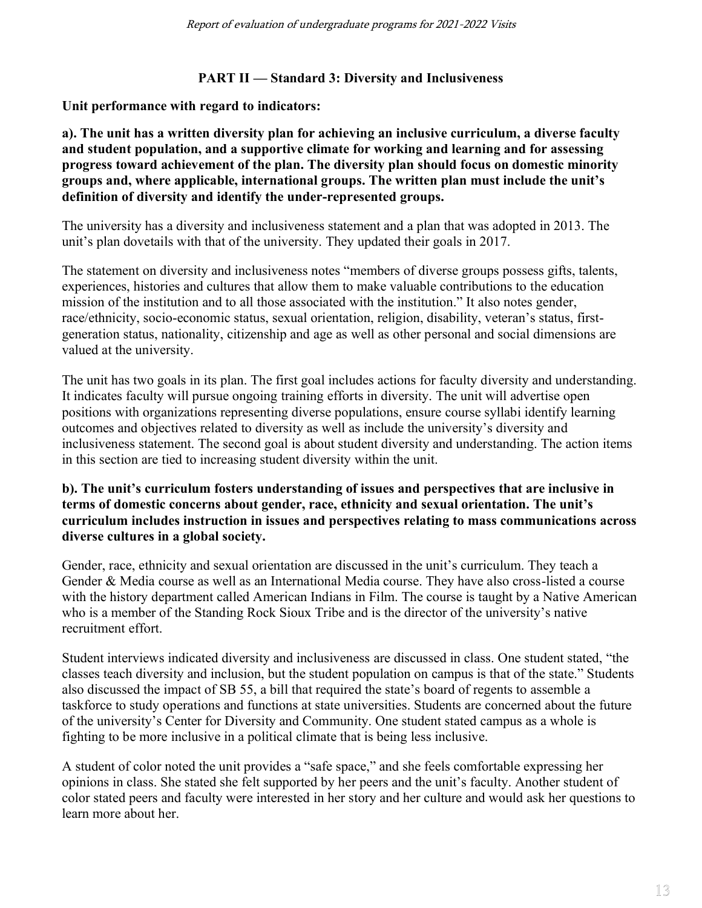## PART II — Standard 3: Diversity and Inclusiveness

**Unit performance with regard to indicators:**

**a). The unit has a written diversity plan for achieving an inclusive curriculum, a diverse faculty and student population, and a supportive climate for working and learning and for assessing progress toward achievement of the plan. The diversity plan should focus on domestic minority groups and, where applicable, international groups. The written plan must include the unit's definition of diversity and identify the under-represented groups.**

The university has a diversity and inclusiveness statement and a plan that was adopted in 2013. The unit's plan dovetails with that of the university. They updated their goals in 2017.

The statement on diversity and inclusiveness notes "members of diverse groups possess gifts, talents, experiences, histories and cultures that allow them to make valuable contributions to the education mission of the institution and to all those associated with the institution." It also notes gender, race/ethnicity, socio-economic status, sexual orientation, religion, disability, veteran's status, first-generation status, nationality, citizenship and age as well as other personal and social dimensions are valued at the university.

The unit has two goals in its plan. The first goal includes actions for faculty diversity and understanding. It indicates faculty will pursue ongoing training efforts in diversity. The unit will advertise open positions with organizations representing diverse populations, ensure course syllabi identify learning outcomes and objectives related to diversity as well as include the university's diversity and inclusiveness statement. The second goal is about student diversity and understanding. The action items in this section are tied to increasing student diversity within the unit.

**b). The unit's curriculum fosters understanding of issues and perspectives that are inclusive in terms of domestic concerns about gender, race, ethnicity and sexual orientation. The unit's curriculum includes instruction in issues and perspectives relating to mass communications across diverse cultures in a global society.**

Gender, race, ethnicity and sexual orientation are discussed in the unit's curriculum. They teach a Gender & Media course as well as an International Media course. They have also cross-listed a course with the history department called American Indians in Film. The course is taught by a Native American who is a member of the Standing Rock Sioux Tribe and is the director of the university's native recruitment effort.

Student interviews indicated diversity and inclusiveness are discussed in class. One student stated, "the classes teach diversity and inclusion, but the student population on campus is that of the state." Students also discussed the impact of SB 55, a bill that required the state's board of regents to assemble a taskforce to study operations and functions at state universities. Students are concerned about the future of the university's Center for Diversity and Community. One student stated campus as a whole is fighting to be more inclusive in a political climate that is being less inclusive.

A student of color noted the unit provides a "safe space," and she feels comfortable expressing her opinions in class. She stated she felt supported by her peers and the unit's faculty. Another student of color stated peers and faculty were interested in her story and her culture and would ask her questions to learn more about her.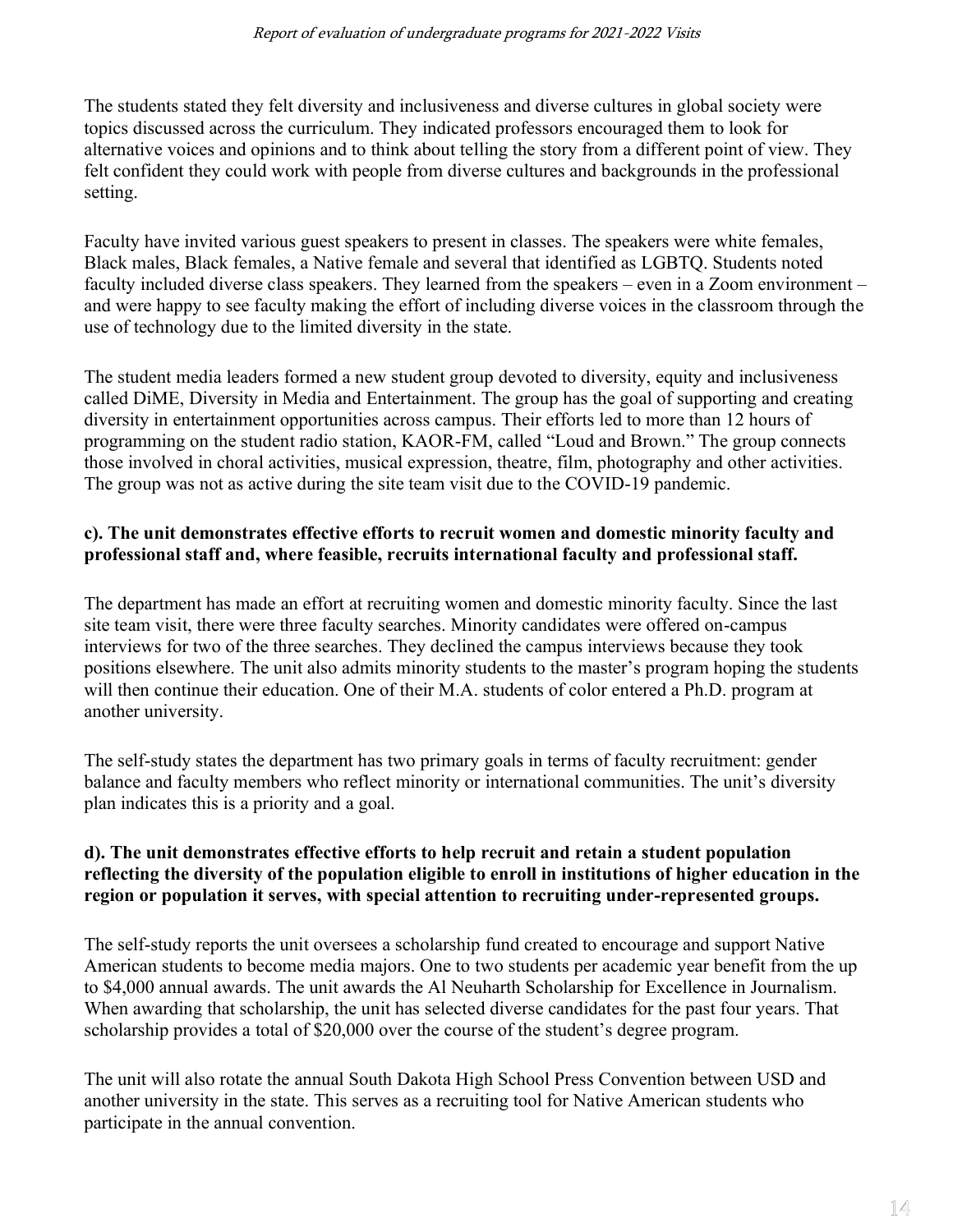The students stated they felt diversity and inclusiveness and diverse cultures in global society were topics discussed across the curriculum. They indicated professors encouraged them to look for alternative voices and opinions and to think about telling the story from a different point of view. They felt confident they could work with people from diverse cultures and backgrounds in the professional setting.

Faculty have invited various guest speakers to present in classes. The speakers were white females, Black males, Black females, a Native female and several that identified as LGBTQ. Students noted faculty included diverse class speakers. They learned from the speakers – even in a Zoom environment – and were happy to see faculty making the effort of including diverse voices in the classroom through the use of technology due to the limited diversity in the state.

The student media leaders formed a new student group devoted to diversity, equity and inclusiveness called DiME, Diversity in Media and Entertainment. The group has the goal of supporting and creating diversity in entertainment opportunities across campus. Their efforts led to more than 12 hours of programming on the student radio station, KAOR-FM, called "Loud and Brown." The group connects those involved in choral activities, musical expression, theatre, film, photography and other activities. The group was not as active during the site team visit due to the COVID-19 pandemic.

**c). The unit demonstrates effective efforts to recruit women and domestic minority faculty and professional staff and, where feasible, recruits international faculty and professional staff.**

The department has made an effort at recruiting women and domestic minority faculty. Since the last site team visit, there were three faculty searches. Minority candidates were offered on-campus interviews for two of the three searches. They declined the campus interviews because they took positions elsewhere. The unit also admits minority students to the master's program hoping the students will then continue their education. One of their M.A. students of color entered a Ph.D. program at another university.

The self-study states the department has two primary goals in terms of faculty recruitment: gender balance and faculty members who reflect minority or international communities. The unit's diversity plan indicates this is a priority and a goal.

**d). The unit demonstrates effective efforts to help recruit and retain a student population reflecting the diversity of the population eligible to enroll in institutions of higher education in the region or population it serves, with special attention to recruiting under-represented groups.**

The self-study reports the unit oversees a scholarship fund created to encourage and support Native American students to become media majors. One to two students per academic year benefit from the up to $4,000 annual awards. The unit awards the Al Neuharth Scholarship for Excellence in Journalism. When awarding that scholarship, the unit has selected diverse candidates for the past four years. That scholarship provides a total of $20,000 over the course of the student's degree program.

The unit will also rotate the annual South Dakota High School Press Convention between USD and another university in the state. This serves as a recruiting tool for Native American students who participate in the annual convention.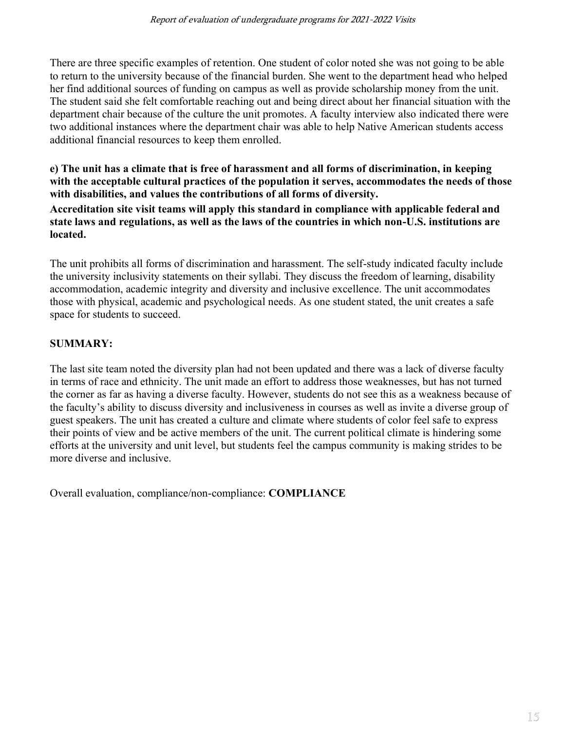There are three specific examples of retention. One student of color noted she was not going to be able to return to the university because of the financial burden. She went to the department head who helped her find additional sources of funding on campus as well as provide scholarship money from the unit. The student said she felt comfortable reaching out and being direct about her financial situation with the department chair because of the culture the unit promotes. A faculty interview also indicated there were two additional instances where the department chair was able to help Native American students access additional financial resources to keep them enrolled.

**e) The unit has a climate that is free of harassment and all forms of discrimination, in keeping with the acceptable cultural practices of the population it serves, accommodates the needs of those with disabilities, and values the contributions of all forms of diversity.**

**Accreditation site visit teams will apply this standard in compliance with applicable federal and state laws and regulations, as well as the laws of the countries in which non-U.S. institutions are located.**

The unit prohibits all forms of discrimination and harassment. The self-study indicated faculty include the university inclusivity statements on their syllabi. They discuss the freedom of learning, disability accommodation, academic integrity and diversity and inclusive excellence. The unit accommodates those with physical, academic and psychological needs. As one student stated, the unit creates a safe space for students to succeed.

**SUMMARY:**

The last site team noted the diversity plan had not been updated and there was a lack of diverse faculty in terms of race and ethnicity. The unit made an effort to address those weaknesses, but has not turned the corner as far as having a diverse faculty. However, students do not see this as a weakness because of the faculty's ability to discuss diversity and inclusiveness in courses as well as invite a diverse group of guest speakers. The unit has created a culture and climate where students of color feel safe to express their points of view and be active members of the unit. The current political climate is hindering some efforts at the university and unit level, but students feel the campus community is making strides to be more diverse and inclusive.

Overall evaluation, compliance/non-compliance: **COMPLIANCE**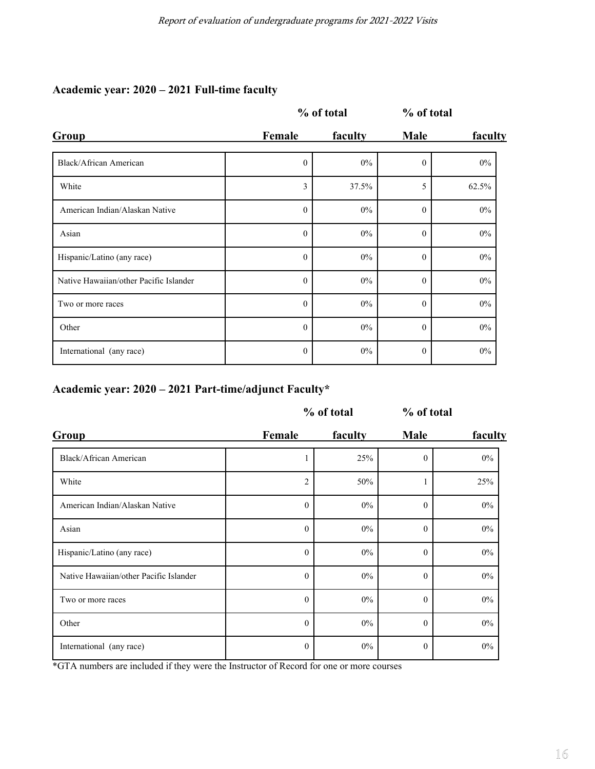### Academic year: 2020 – 2021 Full-time faculty

| Group | Female | % of total faculty | Male | % of total faculty |
|---|---|---|---|---|
| Black/African American | 0 | 0% | 0 | 0% |
| White | 3 | 37.5% | 5 | 62.5% |
| American Indian/Alaskan Native | 0 | 0% | 0 | 0% |
| Asian | 0 | 0% | 0 | 0% |
| Hispanic/Latino (any race) | 0 | 0% | 0 | 0% |
| Native Hawaiian/other Pacific Islander | 0 | 0% | 0 | 0% |
| Two or more races | 0 | 0% | 0 | 0% |
| Other | 0 | 0% | 0 | 0% |
| International (any race) | 0 | 0% | 0 | 0% |

### Academic year: 2020 – 2021 Part-time/adjunct Faculty*

| Group | Female | % of total faculty | Male | % of total faculty |
|---|---|---|---|---|
| Black/African American | 1 | 25% | 0 | 0% |
| White | 2 | 50% | 1 | 25% |
| American Indian/Alaskan Native | 0 | 0% | 0 | 0% |
| Asian | 0 | 0% | 0 | 0% |
| Hispanic/Latino (any race) | 0 | 0% | 0 | 0% |
| Native Hawaiian/other Pacific Islander | 0 | 0% | 0 | 0% |
| Two or more races | 0 | 0% | 0 | 0% |
| Other | 0 | 0% | 0 | 0% |
| International (any race) | 0 | 0% | 0 | 0% |

*GTA numbers are included if they were the Instructor of Record for one or more courses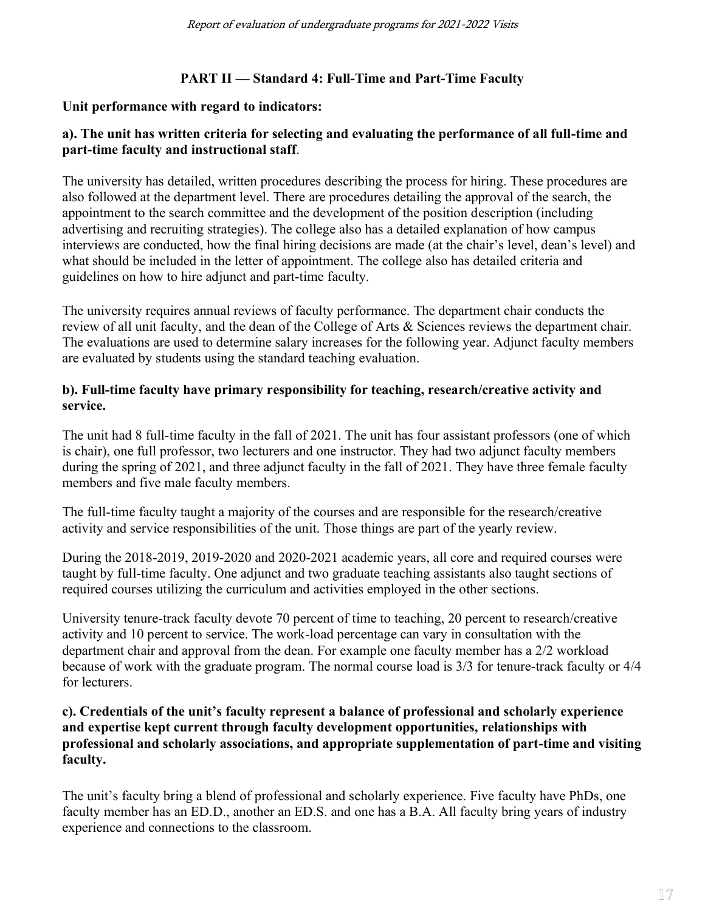## PART II — Standard 4: Full-Time and Part-Time Faculty

**Unit performance with regard to indicators:**

**a). The unit has written criteria for selecting and evaluating the performance of all full-time and part-time faculty and instructional staff**.

The university has detailed, written procedures describing the process for hiring. These procedures are also followed at the department level. There are procedures detailing the approval of the search, the appointment to the search committee and the development of the position description (including advertising and recruiting strategies). The college also has a detailed explanation of how campus interviews are conducted, how the final hiring decisions are made (at the chair's level, dean's level) and what should be included in the letter of appointment. The college also has detailed criteria and guidelines on how to hire adjunct and part-time faculty.

The university requires annual reviews of faculty performance. The department chair conducts the review of all unit faculty, and the dean of the College of Arts & Sciences reviews the department chair. The evaluations are used to determine salary increases for the following year. Adjunct faculty members are evaluated by students using the standard teaching evaluation.

**b). Full-time faculty have primary responsibility for teaching, research/creative activity and service.**

The unit had 8 full-time faculty in the fall of 2021. The unit has four assistant professors (one of which is chair), one full professor, two lecturers and one instructor. They had two adjunct faculty members during the spring of 2021, and three adjunct faculty in the fall of 2021. They have three female faculty members and five male faculty members.

The full-time faculty taught a majority of the courses and are responsible for the research/creative activity and service responsibilities of the unit. Those things are part of the yearly review.

During the 2018-2019, 2019-2020 and 2020-2021 academic years, all core and required courses were taught by full-time faculty. One adjunct and two graduate teaching assistants also taught sections of required courses utilizing the curriculum and activities employed in the other sections.

University tenure-track faculty devote 70 percent of time to teaching, 20 percent to research/creative activity and 10 percent to service. The work-load percentage can vary in consultation with the department chair and approval from the dean. For example one faculty member has a 2/2 workload because of work with the graduate program. The normal course load is 3/3 for tenure-track faculty or 4/4 for lecturers.

**c). Credentials of the unit's faculty represent a balance of professional and scholarly experience and expertise kept current through faculty development opportunities, relationships with professional and scholarly associations, and appropriate supplementation of part-time and visiting faculty.**

The unit's faculty bring a blend of professional and scholarly experience. Five faculty have PhDs, one faculty member has an ED.D., another an ED.S. and one has a B.A. All faculty bring years of industry experience and connections to the classroom.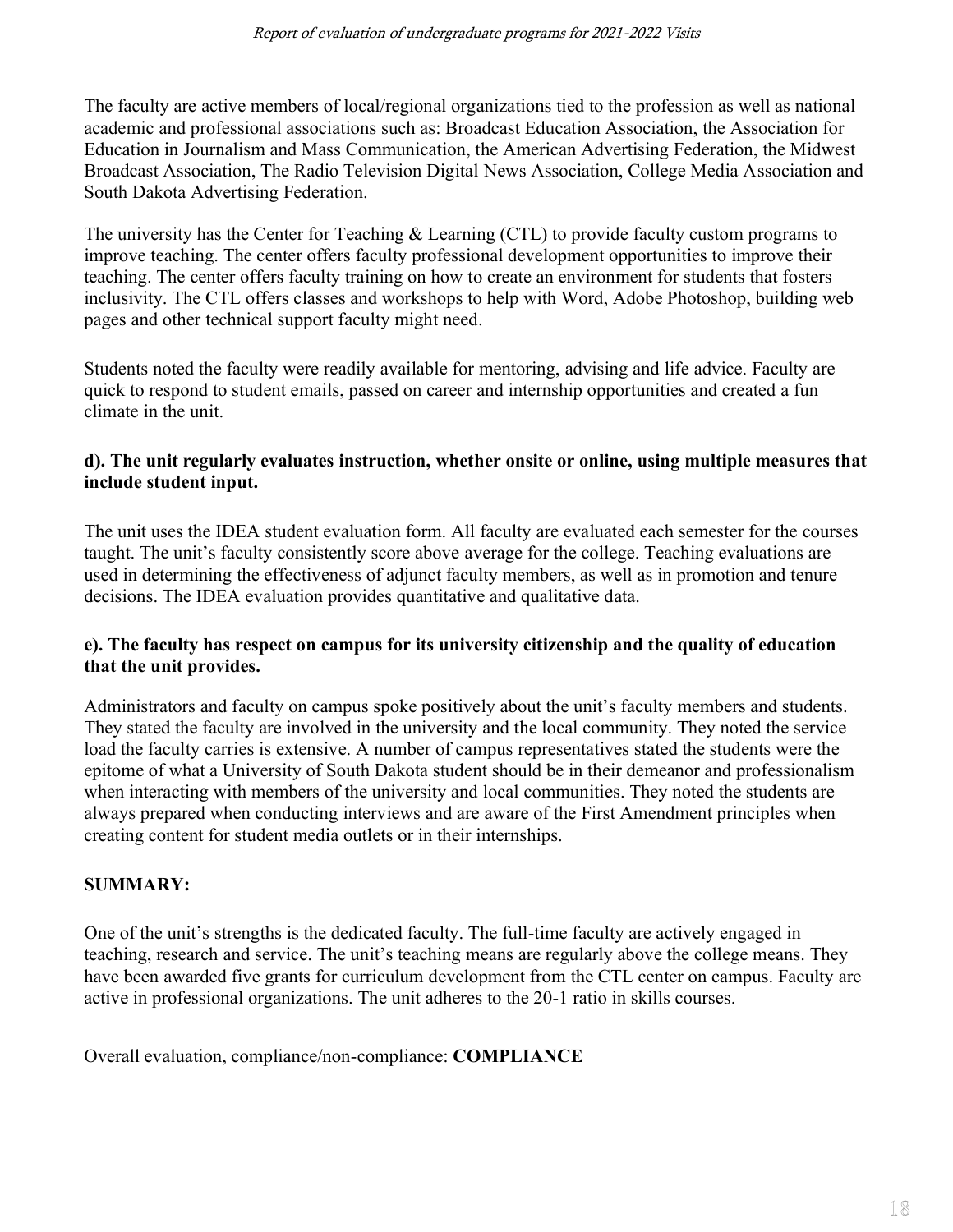The faculty are active members of local/regional organizations tied to the profession as well as national academic and professional associations such as: Broadcast Education Association, the Association for Education in Journalism and Mass Communication, the American Advertising Federation, the Midwest Broadcast Association, The Radio Television Digital News Association, College Media Association and South Dakota Advertising Federation.

The university has the Center for Teaching & Learning (CTL) to provide faculty custom programs to improve teaching. The center offers faculty professional development opportunities to improve their teaching. The center offers faculty training on how to create an environment for students that fosters inclusivity. The CTL offers classes and workshops to help with Word, Adobe Photoshop, building web pages and other technical support faculty might need.

Students noted the faculty were readily available for mentoring, advising and life advice. Faculty are quick to respond to student emails, passed on career and internship opportunities and created a fun climate in the unit.

**d). The unit regularly evaluates instruction, whether onsite or online, using multiple measures that include student input.**

The unit uses the IDEA student evaluation form. All faculty are evaluated each semester for the courses taught. The unit's faculty consistently score above average for the college. Teaching evaluations are used in determining the effectiveness of adjunct faculty members, as well as in promotion and tenure decisions. The IDEA evaluation provides quantitative and qualitative data.

**e). The faculty has respect on campus for its university citizenship and the quality of education that the unit provides.**

Administrators and faculty on campus spoke positively about the unit's faculty members and students. They stated the faculty are involved in the university and the local community. They noted the service load the faculty carries is extensive. A number of campus representatives stated the students were the epitome of what a University of South Dakota student should be in their demeanor and professionalism when interacting with members of the university and local communities. They noted the students are always prepared when conducting interviews and are aware of the First Amendment principles when creating content for student media outlets or in their internships.

**SUMMARY:**

One of the unit's strengths is the dedicated faculty. The full-time faculty are actively engaged in teaching, research and service. The unit's teaching means are regularly above the college means. They have been awarded five grants for curriculum development from the CTL center on campus. Faculty are active in professional organizations. The unit adheres to the 20-1 ratio in skills courses.

Overall evaluation, compliance/non-compliance: **COMPLIANCE**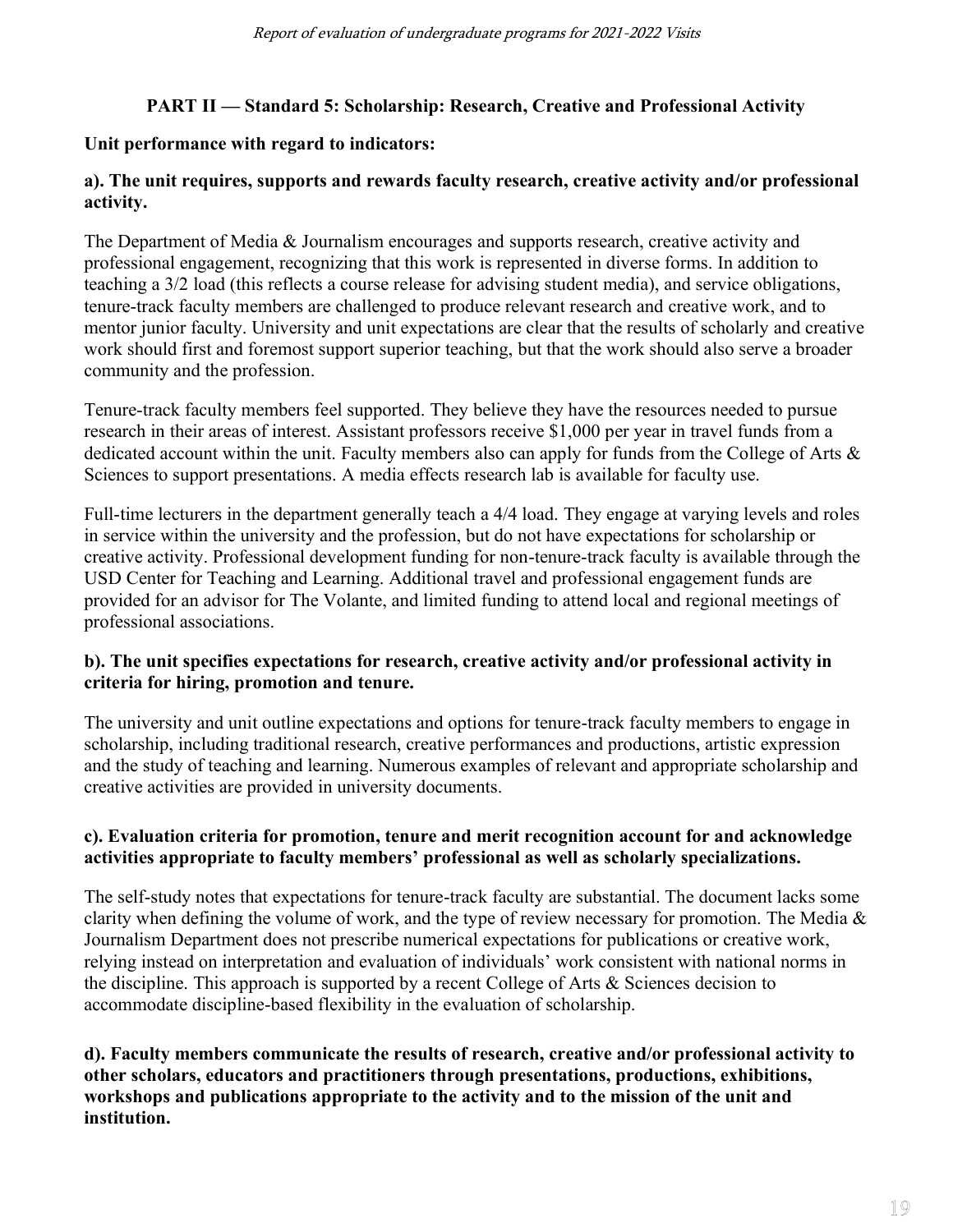## PART II — Standard 5: Scholarship: Research, Creative and Professional Activity

**Unit performance with regard to indicators:**

**a). The unit requires, supports and rewards faculty research, creative activity and/or professional activity.**

The Department of Media & Journalism encourages and supports research, creative activity and professional engagement, recognizing that this work is represented in diverse forms. In addition to teaching a 3/2 load (this reflects a course release for advising student media), and service obligations, tenure-track faculty members are challenged to produce relevant research and creative work, and to mentor junior faculty. University and unit expectations are clear that the results of scholarly and creative work should first and foremost support superior teaching, but that the work should also serve a broader community and the profession.

Tenure-track faculty members feel supported. They believe they have the resources needed to pursue research in their areas of interest. Assistant professors receive $1,000 per year in travel funds from a dedicated account within the unit. Faculty members also can apply for funds from the College of Arts & Sciences to support presentations. A media effects research lab is available for faculty use.

Full-time lecturers in the department generally teach a 4/4 load. They engage at varying levels and roles in service within the university and the profession, but do not have expectations for scholarship or creative activity. Professional development funding for non-tenure-track faculty is available through the USD Center for Teaching and Learning. Additional travel and professional engagement funds are provided for an advisor for The Volante, and limited funding to attend local and regional meetings of professional associations.

**b). The unit specifies expectations for research, creative activity and/or professional activity in criteria for hiring, promotion and tenure.**

The university and unit outline expectations and options for tenure-track faculty members to engage in scholarship, including traditional research, creative performances and productions, artistic expression and the study of teaching and learning. Numerous examples of relevant and appropriate scholarship and creative activities are provided in university documents.

**c). Evaluation criteria for promotion, tenure and merit recognition account for and acknowledge activities appropriate to faculty members' professional as well as scholarly specializations.**

The self-study notes that expectations for tenure-track faculty are substantial. The document lacks some clarity when defining the volume of work, and the type of review necessary for promotion. The Media & Journalism Department does not prescribe numerical expectations for publications or creative work, relying instead on interpretation and evaluation of individuals' work consistent with national norms in the discipline. This approach is supported by a recent College of Arts & Sciences decision to accommodate discipline-based flexibility in the evaluation of scholarship.

**d). Faculty members communicate the results of research, creative and/or professional activity to other scholars, educators and practitioners through presentations, productions, exhibitions, workshops and publications appropriate to the activity and to the mission of the unit and institution.**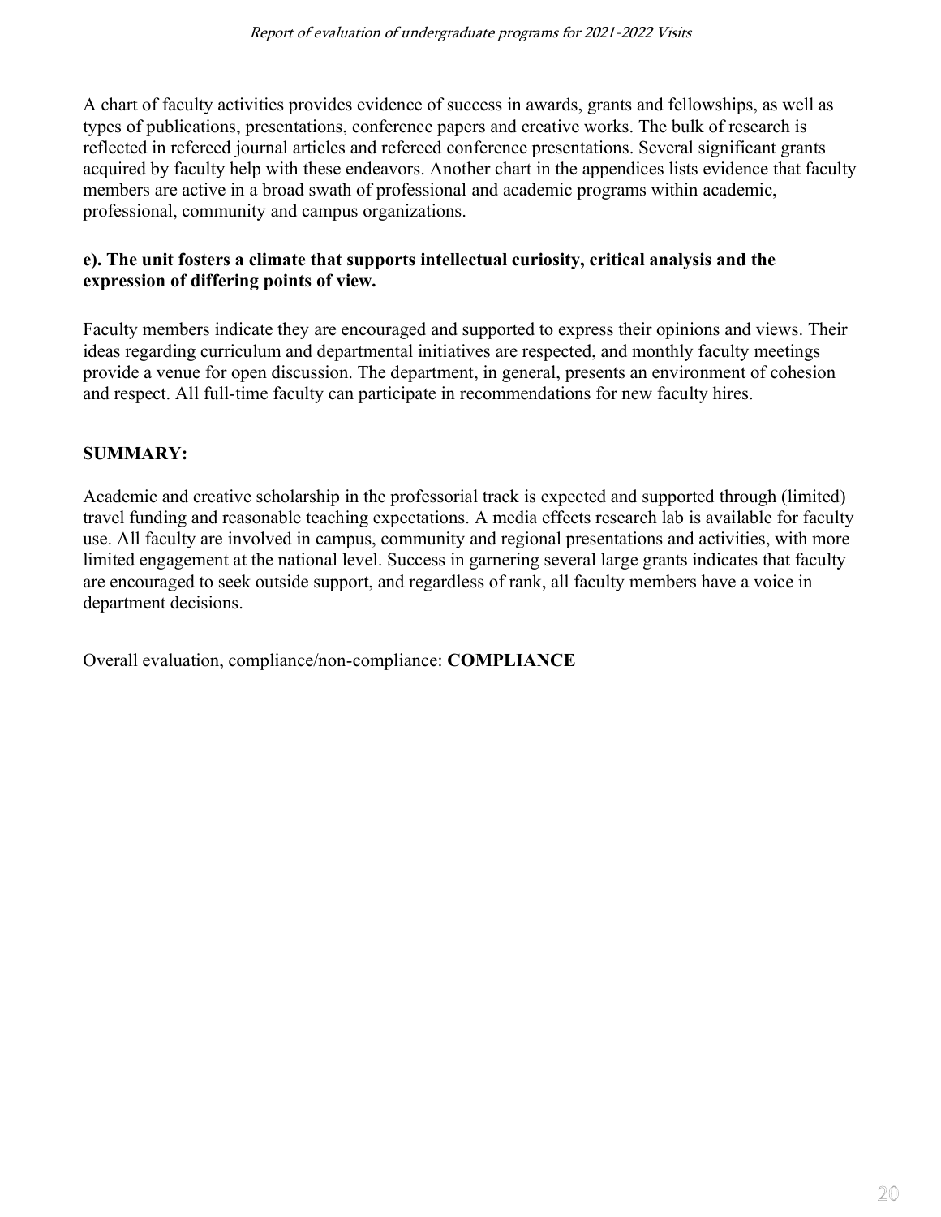A chart of faculty activities provides evidence of success in awards, grants and fellowships, as well as types of publications, presentations, conference papers and creative works. The bulk of research is reflected in refereed journal articles and refereed conference presentations. Several significant grants acquired by faculty help with these endeavors. Another chart in the appendices lists evidence that faculty members are active in a broad swath of professional and academic programs within academic, professional, community and campus organizations.

**e). The unit fosters a climate that supports intellectual curiosity, critical analysis and the expression of differing points of view.**

Faculty members indicate they are encouraged and supported to express their opinions and views. Their ideas regarding curriculum and departmental initiatives are respected, and monthly faculty meetings provide a venue for open discussion. The department, in general, presents an environment of cohesion and respect. All full-time faculty can participate in recommendations for new faculty hires.

**SUMMARY:**

Academic and creative scholarship in the professorial track is expected and supported through (limited) travel funding and reasonable teaching expectations. A media effects research lab is available for faculty use. All faculty are involved in campus, community and regional presentations and activities, with more limited engagement at the national level. Success in garnering several large grants indicates that faculty are encouraged to seek outside support, and regardless of rank, all faculty members have a voice in department decisions.

Overall evaluation, compliance/non-compliance: **COMPLIANCE**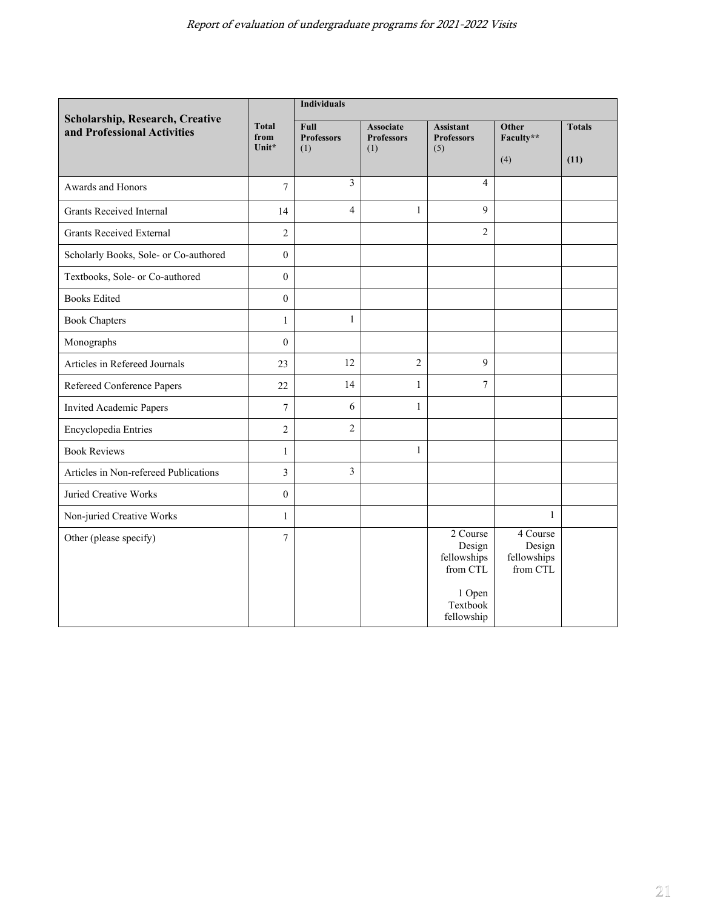| Scholarship, Research, Creative and Professional Activities | Total from Unit* | Individuals | | | | |
|---|---|---|---|---|---|---|
| | | Full Professors (1) | Associate Professors (1) | Assistant Professors (5) | Other Faculty** (4) | Totals (11) |
| Awards and Honors | 7 | 3 | | 4 | | |
| Grants Received Internal | 14 | 4 | 1 | 9 | | |
| Grants Received External | 2 | | | 2 | | |
| Scholarly Books, Sole- or Co-authored | 0 | | | | | |
| Textbooks, Sole- or Co-authored | 0 | | | | | |
| Books Edited | 0 | | | | | |
| Book Chapters | 1 | 1 | | | | |
| Monographs | 0 | | | | | |
| Articles in Refereed Journals | 23 | 12 | 2 | 9 | | |
| Refereed Conference Papers | 22 | 14 | 1 | 7 | | |
| Invited Academic Papers | 7 | 6 | 1 | | | |
| Encyclopedia Entries | 2 | 2 | | | | |
| Book Reviews | 1 | | 1 | | | |
| Articles in Non-refereed Publications | 3 | 3 | | | | |
| Juried Creative Works | 0 | | | | | |
| Non-juried Creative Works | 1 | | | | 1 | |
| Other (please specify) | 7 | | | 2 Course Design fellowships from CTL<br><br>1 Open Textbook fellowship | 4 Course Design fellowships from CTL | |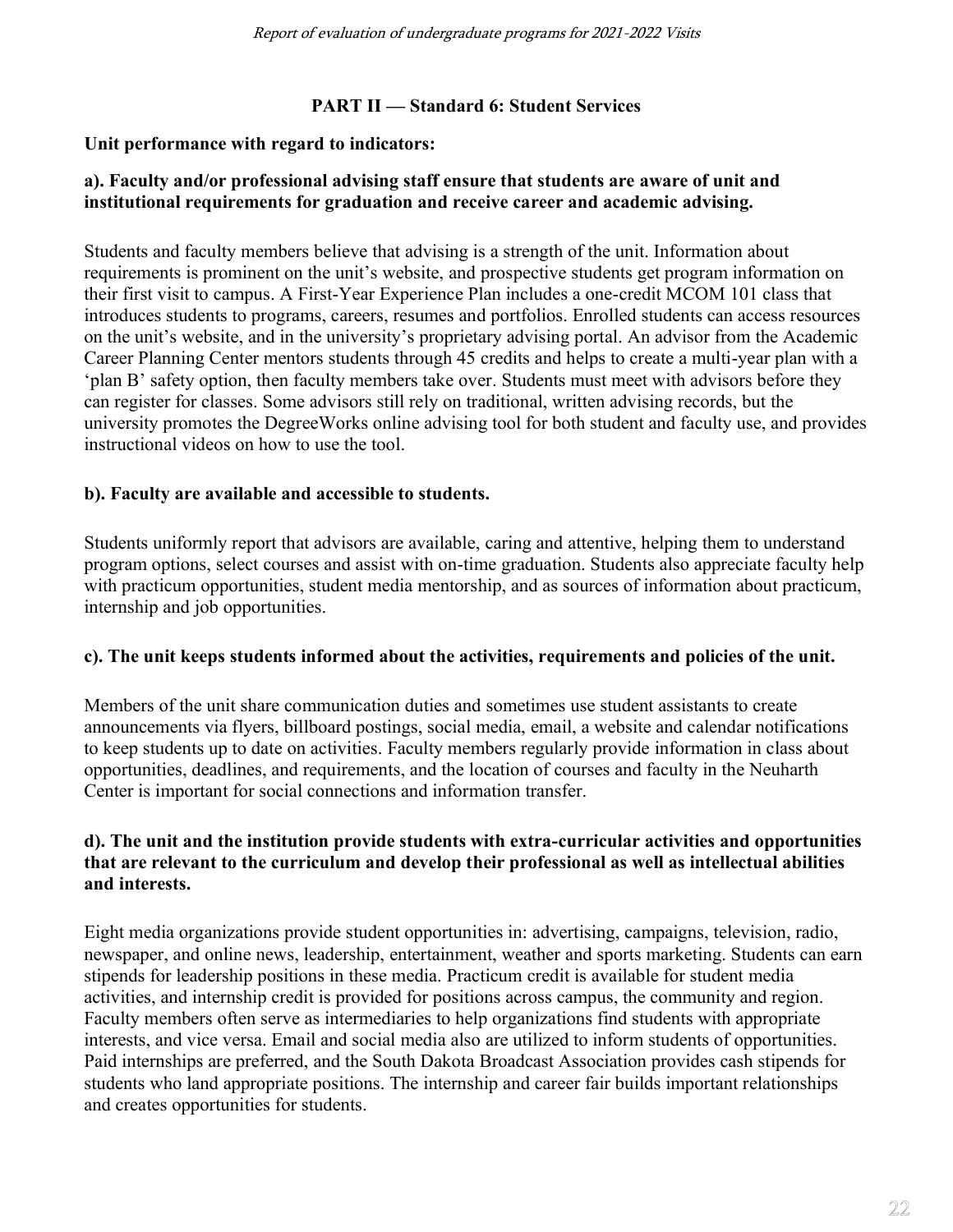## PART II — Standard 6: Student Services

**Unit performance with regard to indicators:**

**a). Faculty and/or professional advising staff ensure that students are aware of unit and institutional requirements for graduation and receive career and academic advising.**

Students and faculty members believe that advising is a strength of the unit. Information about requirements is prominent on the unit's website, and prospective students get program information on their first visit to campus. A First-Year Experience Plan includes a one-credit MCOM 101 class that introduces students to programs, careers, resumes and portfolios. Enrolled students can access resources on the unit's website, and in the university's proprietary advising portal. An advisor from the Academic Career Planning Center mentors students through 45 credits and helps to create a multi-year plan with a 'plan B' safety option, then faculty members take over. Students must meet with advisors before they can register for classes. Some advisors still rely on traditional, written advising records, but the university promotes the DegreeWorks online advising tool for both student and faculty use, and provides instructional videos on how to use the tool.

**b). Faculty are available and accessible to students.**

Students uniformly report that advisors are available, caring and attentive, helping them to understand program options, select courses and assist with on-time graduation. Students also appreciate faculty help with practicum opportunities, student media mentorship, and as sources of information about practicum, internship and job opportunities.

**c). The unit keeps students informed about the activities, requirements and policies of the unit.**

Members of the unit share communication duties and sometimes use student assistants to create announcements via flyers, billboard postings, social media, email, a website and calendar notifications to keep students up to date on activities. Faculty members regularly provide information in class about opportunities, deadlines, and requirements, and the location of courses and faculty in the Neuharth Center is important for social connections and information transfer.

**d). The unit and the institution provide students with extra-curricular activities and opportunities that are relevant to the curriculum and develop their professional as well as intellectual abilities and interests.**

Eight media organizations provide student opportunities in: advertising, campaigns, television, radio, newspaper, and online news, leadership, entertainment, weather and sports marketing. Students can earn stipends for leadership positions in these media. Practicum credit is available for student media activities, and internship credit is provided for positions across campus, the community and region. Faculty members often serve as intermediaries to help organizations find students with appropriate interests, and vice versa. Email and social media also are utilized to inform students of opportunities. Paid internships are preferred, and the South Dakota Broadcast Association provides cash stipends for students who land appropriate positions. The internship and career fair builds important relationships and creates opportunities for students.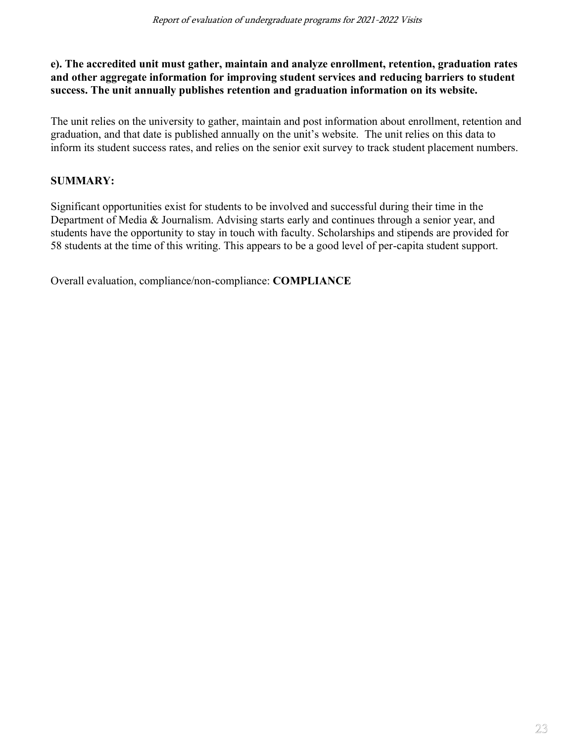**e). The accredited unit must gather, maintain and analyze enrollment, retention, graduation rates and other aggregate information for improving student services and reducing barriers to student success. The unit annually publishes retention and graduation information on its website.**

The unit relies on the university to gather, maintain and post information about enrollment, retention and graduation, and that date is published annually on the unit's website. The unit relies on this data to inform its student success rates, and relies on the senior exit survey to track student placement numbers.

**SUMMARY:**

Significant opportunities exist for students to be involved and successful during their time in the Department of Media & Journalism. Advising starts early and continues through a senior year, and students have the opportunity to stay in touch with faculty. Scholarships and stipends are provided for 58 students at the time of this writing. This appears to be a good level of per-capita student support.

Overall evaluation, compliance/non-compliance: **COMPLIANCE**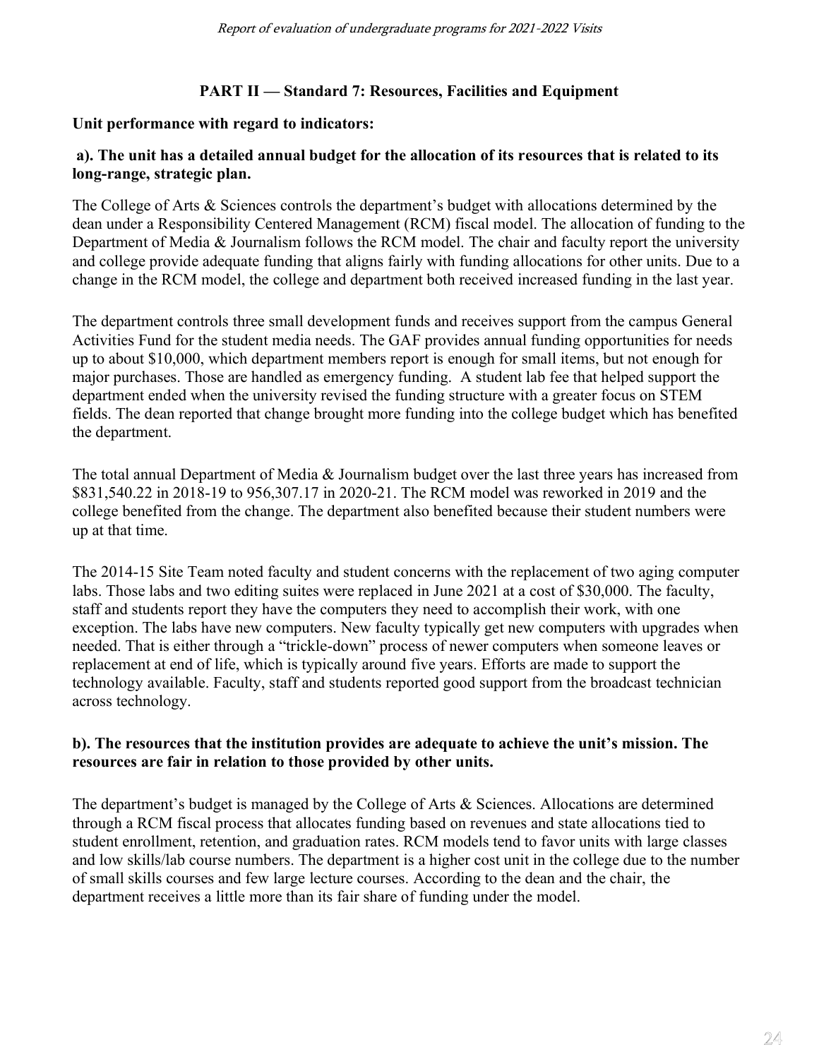## PART II — Standard 7: Resources, Facilities and Equipment

**Unit performance with regard to indicators:**

**a). The unit has a detailed annual budget for the allocation of its resources that is related to its long-range, strategic plan.**

The College of Arts & Sciences controls the department's budget with allocations determined by the dean under a Responsibility Centered Management (RCM) fiscal model. The allocation of funding to the Department of Media & Journalism follows the RCM model. The chair and faculty report the university and college provide adequate funding that aligns fairly with funding allocations for other units. Due to a change in the RCM model, the college and department both received increased funding in the last year.

The department controls three small development funds and receives support from the campus General Activities Fund for the student media needs. The GAF provides annual funding opportunities for needs up to about $10,000, which department members report is enough for small items, but not enough for major purchases. Those are handled as emergency funding. A student lab fee that helped support the department ended when the university revised the funding structure with a greater focus on STEM fields. The dean reported that change brought more funding into the college budget which has benefited the department.

The total annual Department of Media & Journalism budget over the last three years has increased from $831,540.22 in 2018-19 to 956,307.17 in 2020-21. The RCM model was reworked in 2019 and the college benefited from the change. The department also benefited because their student numbers were up at that time.

The 2014-15 Site Team noted faculty and student concerns with the replacement of two aging computer labs. Those labs and two editing suites were replaced in June 2021 at a cost of $30,000. The faculty, staff and students report they have the computers they need to accomplish their work, with one exception. The labs have new computers. New faculty typically get new computers with upgrades when needed. That is either through a "trickle-down" process of newer computers when someone leaves or replacement at end of life, which is typically around five years. Efforts are made to support the technology available. Faculty, staff and students reported good support from the broadcast technician across technology.

**b). The resources that the institution provides are adequate to achieve the unit's mission. The resources are fair in relation to those provided by other units.**

The department's budget is managed by the College of Arts & Sciences. Allocations are determined through a RCM fiscal process that allocates funding based on revenues and state allocations tied to student enrollment, retention, and graduation rates. RCM models tend to favor units with large classes and low skills/lab course numbers. The department is a higher cost unit in the college due to the number of small skills courses and few large lecture courses. According to the dean and the chair, the department receives a little more than its fair share of funding under the model.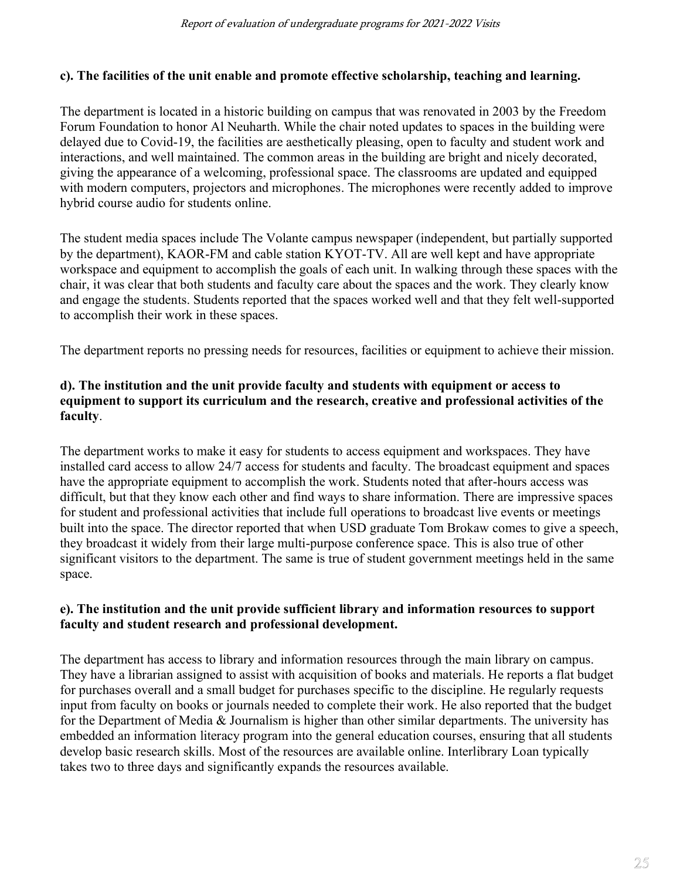**c). The facilities of the unit enable and promote effective scholarship, teaching and learning.**

The department is located in a historic building on campus that was renovated in 2003 by the Freedom Forum Foundation to honor Al Neuharth. While the chair noted updates to spaces in the building were delayed due to Covid-19, the facilities are aesthetically pleasing, open to faculty and student work and interactions, and well maintained. The common areas in the building are bright and nicely decorated, giving the appearance of a welcoming, professional space. The classrooms are updated and equipped with modern computers, projectors and microphones. The microphones were recently added to improve hybrid course audio for students online.

The student media spaces include The Volante campus newspaper (independent, but partially supported by the department), KAOR-FM and cable station KYOT-TV. All are well kept and have appropriate workspace and equipment to accomplish the goals of each unit. In walking through these spaces with the chair, it was clear that both students and faculty care about the spaces and the work. They clearly know and engage the students. Students reported that the spaces worked well and that they felt well-supported to accomplish their work in these spaces.

The department reports no pressing needs for resources, facilities or equipment to achieve their mission.

**d). The institution and the unit provide faculty and students with equipment or access to equipment to support its curriculum and the research, creative and professional activities of the faculty**.

The department works to make it easy for students to access equipment and workspaces. They have installed card access to allow 24/7 access for students and faculty. The broadcast equipment and spaces have the appropriate equipment to accomplish the work. Students noted that after-hours access was difficult, but that they know each other and find ways to share information. There are impressive spaces for student and professional activities that include full operations to broadcast live events or meetings built into the space. The director reported that when USD graduate Tom Brokaw comes to give a speech, they broadcast it widely from their large multi-purpose conference space. This is also true of other significant visitors to the department. The same is true of student government meetings held in the same space.

**e). The institution and the unit provide sufficient library and information resources to support faculty and student research and professional development.**

The department has access to library and information resources through the main library on campus. They have a librarian assigned to assist with acquisition of books and materials. He reports a flat budget for purchases overall and a small budget for purchases specific to the discipline. He regularly requests input from faculty on books or journals needed to complete their work. He also reported that the budget for the Department of Media & Journalism is higher than other similar departments. The university has embedded an information literacy program into the general education courses, ensuring that all students develop basic research skills. Most of the resources are available online. Interlibrary Loan typically takes two to three days and significantly expands the resources available.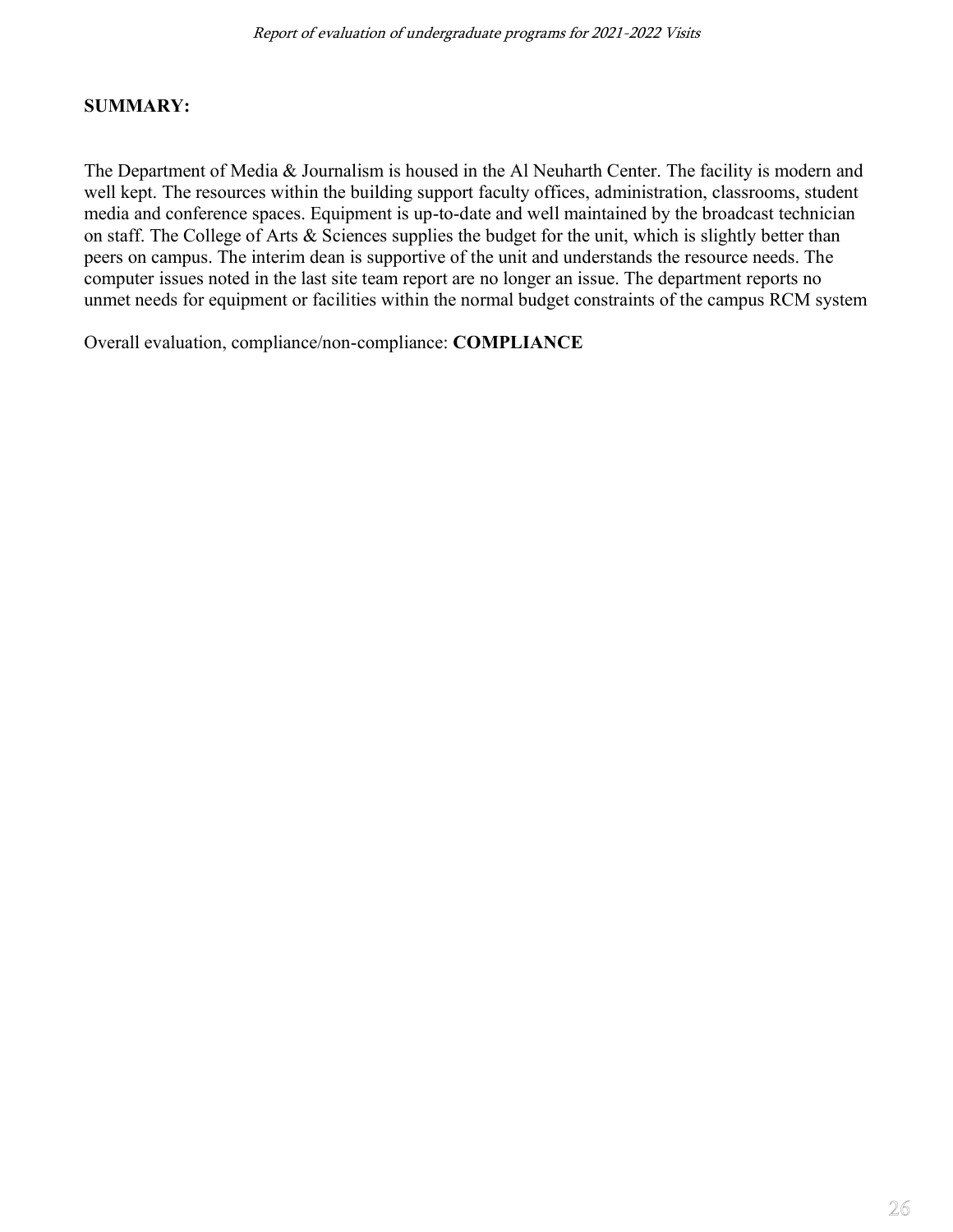**SUMMARY:**

The Department of Media & Journalism is housed in the Al Neuharth Center. The facility is modern and well kept. The resources within the building support faculty offices, administration, classrooms, student media and conference spaces. Equipment is up-to-date and well maintained by the broadcast technician on staff. The College of Arts & Sciences supplies the budget for the unit, which is slightly better than peers on campus. The interim dean is supportive of the unit and understands the resource needs. The computer issues noted in the last site team report are no longer an issue. The department reports no unmet needs for equipment or facilities within the normal budget constraints of the campus RCM system

Overall evaluation, compliance/non-compliance: **COMPLIANCE**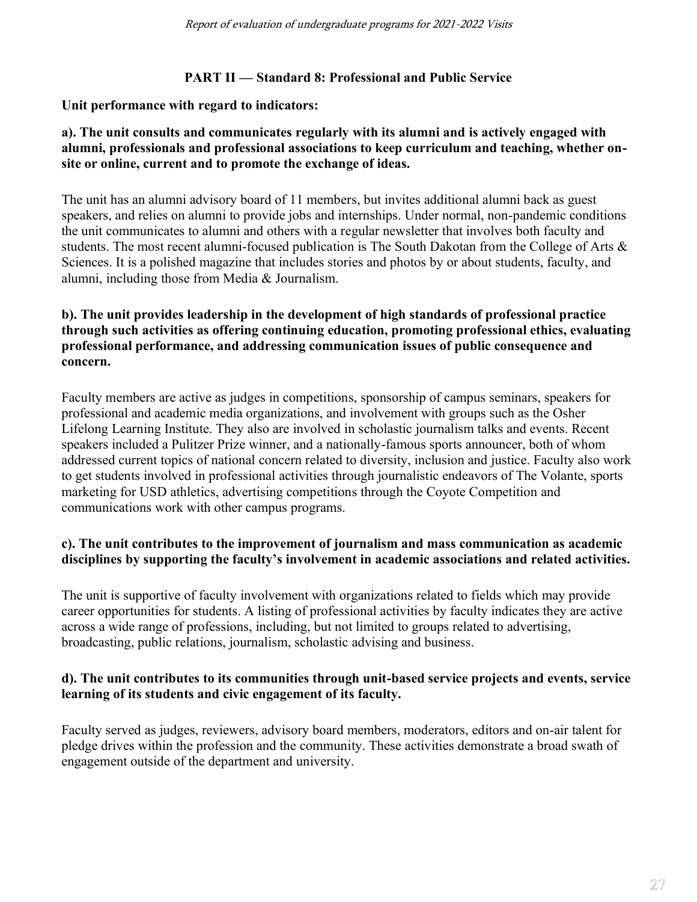## PART II — Standard 8: Professional and Public Service

**Unit performance with regard to indicators:**

**a). The unit consults and communicates regularly with its alumni and is actively engaged with alumni, professionals and professional associations to keep curriculum and teaching, whether on-site or online, current and to promote the exchange of ideas.**

The unit has an alumni advisory board of 11 members, but invites additional alumni back as guest speakers, and relies on alumni to provide jobs and internships. Under normal, non-pandemic conditions the unit communicates to alumni and others with a regular newsletter that involves both faculty and students. The most recent alumni-focused publication is The South Dakotan from the College of Arts & Sciences. It is a polished magazine that includes stories and photos by or about students, faculty, and alumni, including those from Media & Journalism.

**b). The unit provides leadership in the development of high standards of professional practice through such activities as offering continuing education, promoting professional ethics, evaluating professional performance, and addressing communication issues of public consequence and concern.**

Faculty members are active as judges in competitions, sponsorship of campus seminars, speakers for professional and academic media organizations, and involvement with groups such as the Osher Lifelong Learning Institute. They also are involved in scholastic journalism talks and events. Recent speakers included a Pulitzer Prize winner, and a nationally-famous sports announcer, both of whom addressed current topics of national concern related to diversity, inclusion and justice. Faculty also work to get students involved in professional activities through journalistic endeavors of The Volante, sports marketing for USD athletics, advertising competitions through the Coyote Competition and communications work with other campus programs.

**c). The unit contributes to the improvement of journalism and mass communication as academic disciplines by supporting the faculty's involvement in academic associations and related activities.**

The unit is supportive of faculty involvement with organizations related to fields which may provide career opportunities for students. A listing of professional activities by faculty indicates they are active across a wide range of professions, including, but not limited to groups related to advertising, broadcasting, public relations, journalism, scholastic advising and business.

**d). The unit contributes to its communities through unit-based service projects and events, service learning of its students and civic engagement of its faculty.**

Faculty served as judges, reviewers, advisory board members, moderators, editors and on-air talent for pledge drives within the profession and the community. These activities demonstrate a broad swath of engagement outside of the department and university.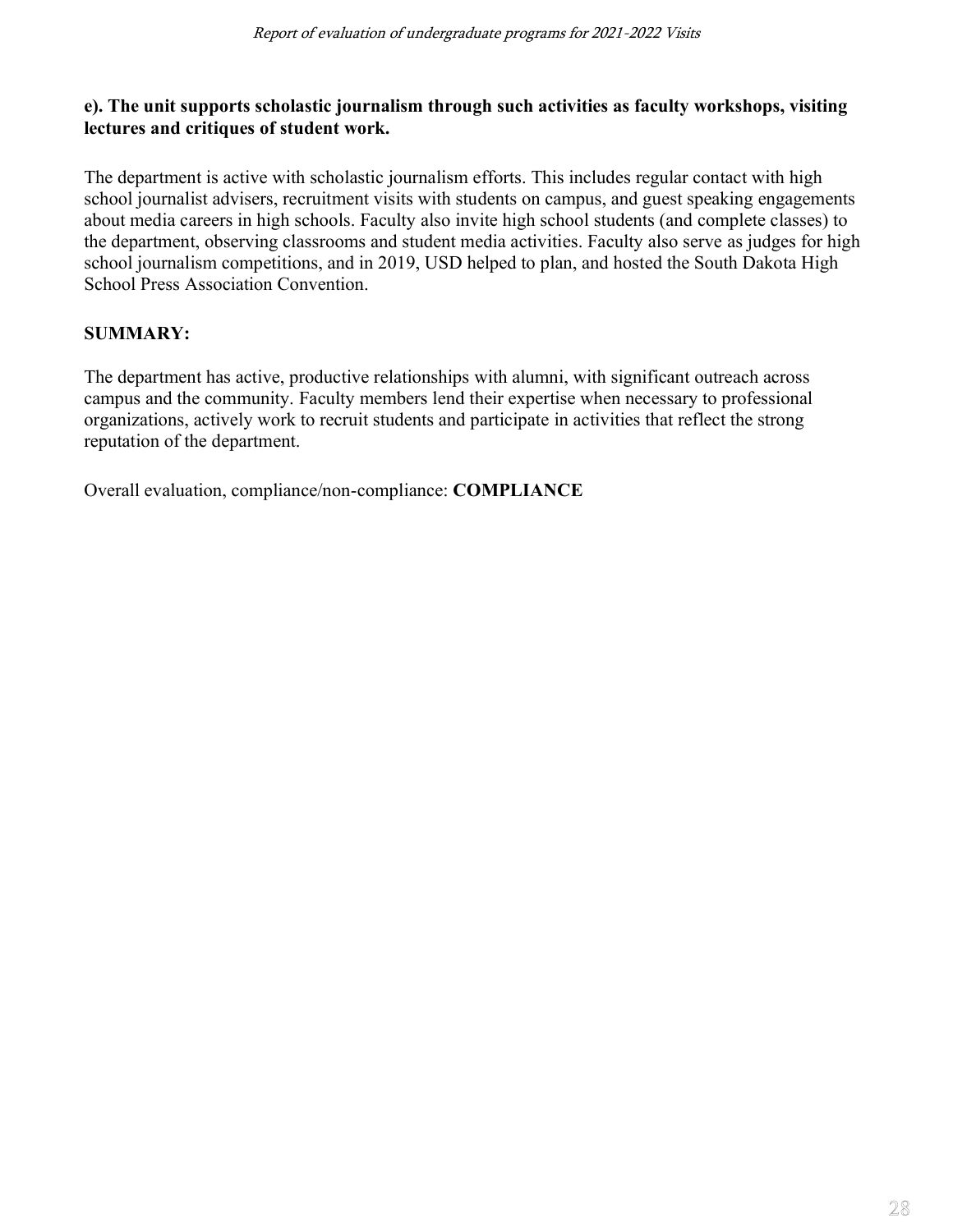**e). The unit supports scholastic journalism through such activities as faculty workshops, visiting lectures and critiques of student work.**

The department is active with scholastic journalism efforts. This includes regular contact with high school journalist advisers, recruitment visits with students on campus, and guest speaking engagements about media careers in high schools. Faculty also invite high school students (and complete classes) to the department, observing classrooms and student media activities. Faculty also serve as judges for high school journalism competitions, and in 2019, USD helped to plan, and hosted the South Dakota High School Press Association Convention.

**SUMMARY:**

The department has active, productive relationships with alumni, with significant outreach across campus and the community. Faculty members lend their expertise when necessary to professional organizations, actively work to recruit students and participate in activities that reflect the strong reputation of the department.

Overall evaluation, compliance/non-compliance: **COMPLIANCE**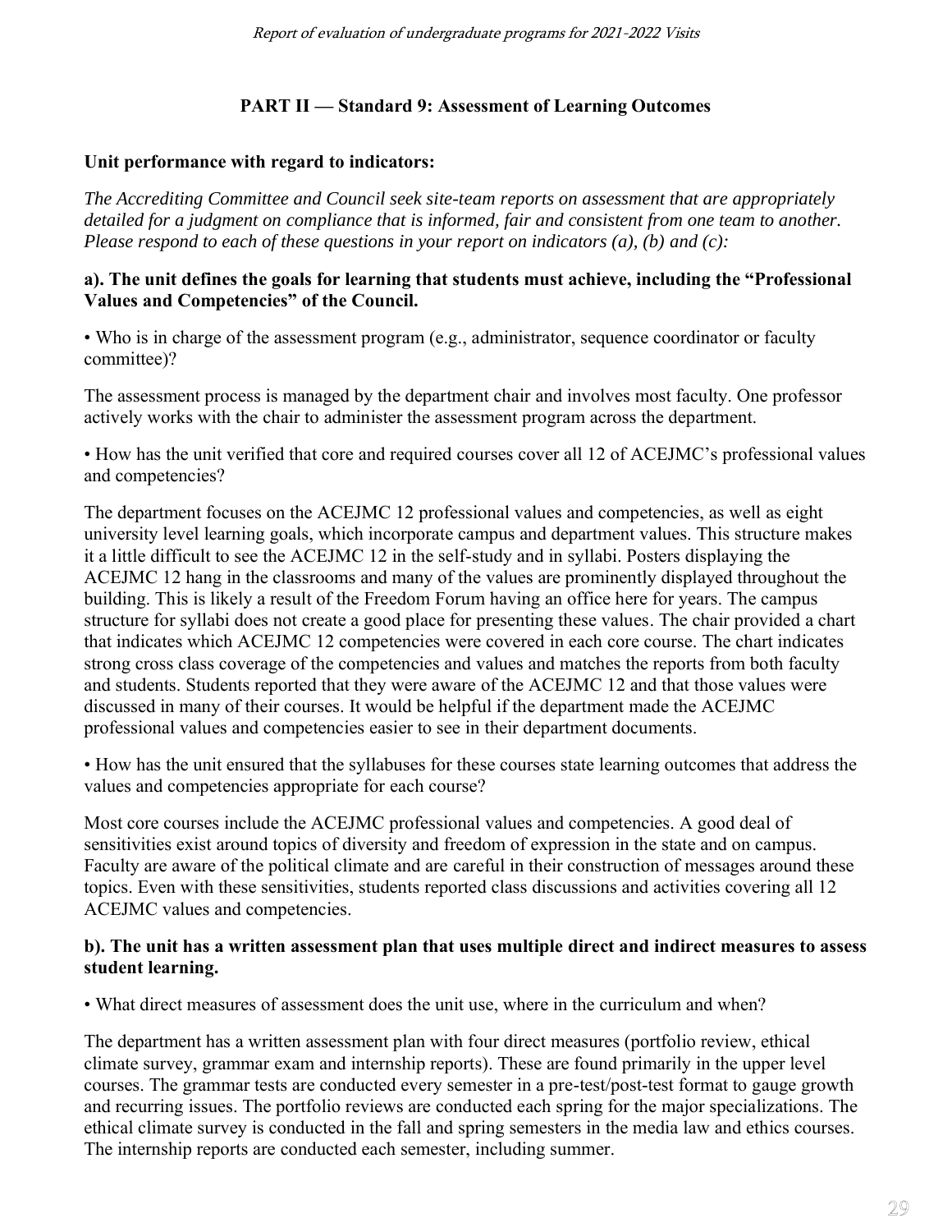## PART II — Standard 9: Assessment of Learning Outcomes

**Unit performance with regard to indicators:**

*The Accrediting Committee and Council seek site-team reports on assessment that are appropriately detailed for a judgment on compliance that is informed, fair and consistent from one team to another. Please respond to each of these questions in your report on indicators (a), (b) and (c):*

**a). The unit defines the goals for learning that students must achieve, including the "Professional Values and Competencies" of the Council.**

• Who is in charge of the assessment program (e.g., administrator, sequence coordinator or faculty committee)?

The assessment process is managed by the department chair and involves most faculty. One professor actively works with the chair to administer the assessment program across the department.

• How has the unit verified that core and required courses cover all 12 of ACEJMC's professional values and competencies?

The department focuses on the ACEJMC 12 professional values and competencies, as well as eight university level learning goals, which incorporate campus and department values. This structure makes it a little difficult to see the ACEJMC 12 in the self-study and in syllabi. Posters displaying the ACEJMC 12 hang in the classrooms and many of the values are prominently displayed throughout the building. This is likely a result of the Freedom Forum having an office here for years. The campus structure for syllabi does not create a good place for presenting these values. The chair provided a chart that indicates which ACEJMC 12 competencies were covered in each core course. The chart indicates strong cross class coverage of the competencies and values and matches the reports from both faculty and students. Students reported that they were aware of the ACEJMC 12 and that those values were discussed in many of their courses. It would be helpful if the department made the ACEJMC professional values and competencies easier to see in their department documents.

• How has the unit ensured that the syllabuses for these courses state learning outcomes that address the values and competencies appropriate for each course?

Most core courses include the ACEJMC professional values and competencies. A good deal of sensitivities exist around topics of diversity and freedom of expression in the state and on campus. Faculty are aware of the political climate and are careful in their construction of messages around these topics. Even with these sensitivities, students reported class discussions and activities covering all 12 ACEJMC values and competencies.

**b). The unit has a written assessment plan that uses multiple direct and indirect measures to assess student learning.**

• What direct measures of assessment does the unit use, where in the curriculum and when?

The department has a written assessment plan with four direct measures (portfolio review, ethical climate survey, grammar exam and internship reports). These are found primarily in the upper level courses. The grammar tests are conducted every semester in a pre-test/post-test format to gauge growth and recurring issues. The portfolio reviews are conducted each spring for the major specializations. The ethical climate survey is conducted in the fall and spring semesters in the media law and ethics courses. The internship reports are conducted each semester, including summer.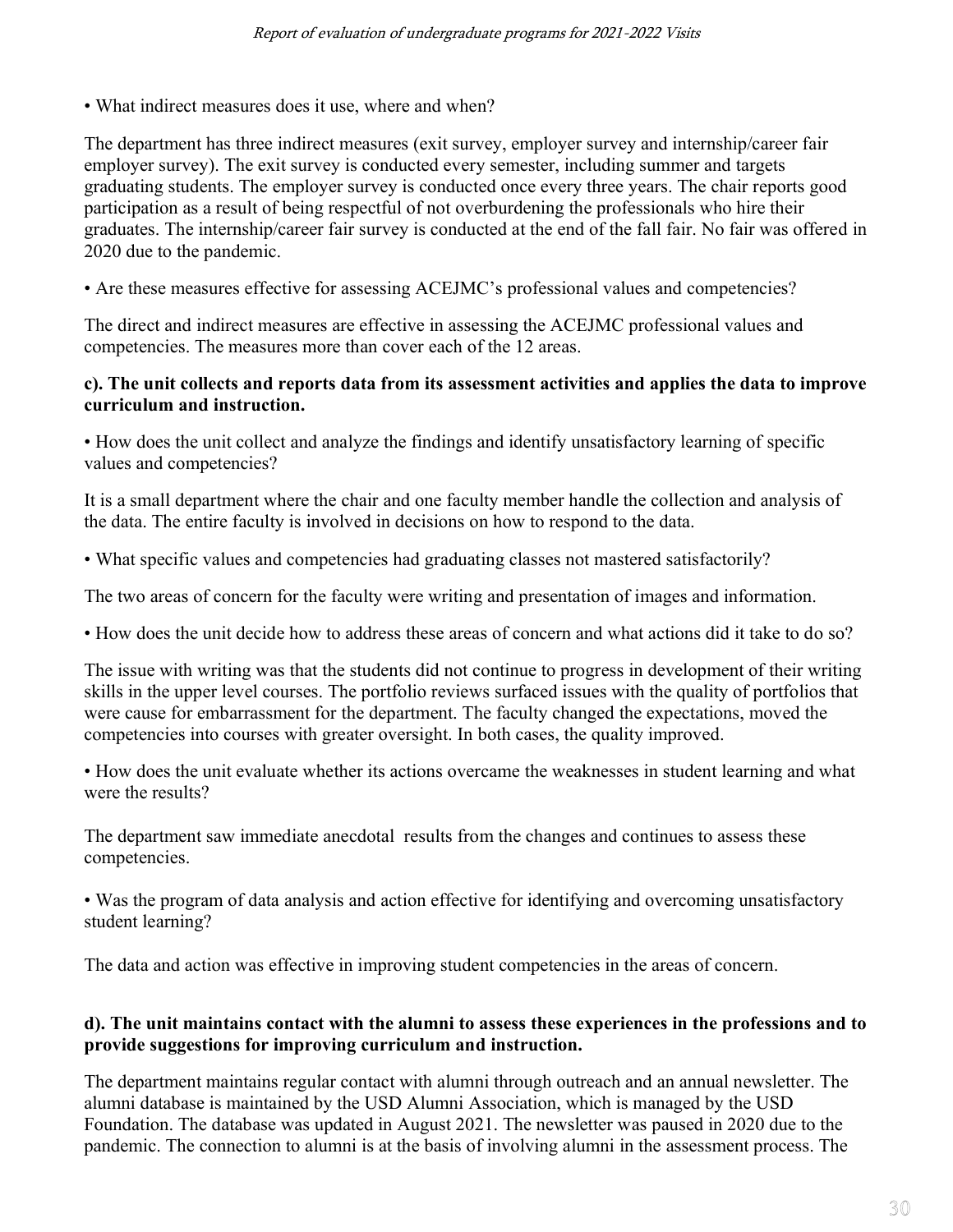• What indirect measures does it use, where and when?

The department has three indirect measures (exit survey, employer survey and internship/career fair employer survey). The exit survey is conducted every semester, including summer and targets graduating students. The employer survey is conducted once every three years. The chair reports good participation as a result of being respectful of not overburdening the professionals who hire their graduates. The internship/career fair survey is conducted at the end of the fall fair. No fair was offered in 2020 due to the pandemic.

• Are these measures effective for assessing ACEJMC's professional values and competencies?

The direct and indirect measures are effective in assessing the ACEJMC professional values and competencies. The measures more than cover each of the 12 areas.

**c). The unit collects and reports data from its assessment activities and applies the data to improve curriculum and instruction.**

• How does the unit collect and analyze the findings and identify unsatisfactory learning of specific values and competencies?

It is a small department where the chair and one faculty member handle the collection and analysis of the data. The entire faculty is involved in decisions on how to respond to the data.

• What specific values and competencies had graduating classes not mastered satisfactorily?

The two areas of concern for the faculty were writing and presentation of images and information.

• How does the unit decide how to address these areas of concern and what actions did it take to do so?

The issue with writing was that the students did not continue to progress in development of their writing skills in the upper level courses. The portfolio reviews surfaced issues with the quality of portfolios that were cause for embarrassment for the department. The faculty changed the expectations, moved the competencies into courses with greater oversight. In both cases, the quality improved.

• How does the unit evaluate whether its actions overcame the weaknesses in student learning and what were the results?

The department saw immediate anecdotal results from the changes and continues to assess these competencies.

• Was the program of data analysis and action effective for identifying and overcoming unsatisfactory student learning?

The data and action was effective in improving student competencies in the areas of concern.

**d). The unit maintains contact with the alumni to assess these experiences in the professions and to provide suggestions for improving curriculum and instruction.**

The department maintains regular contact with alumni through outreach and an annual newsletter. The alumni database is maintained by the USD Alumni Association, which is managed by the USD Foundation. The database was updated in August 2021. The newsletter was paused in 2020 due to the pandemic. The connection to alumni is at the basis of involving alumni in the assessment process. The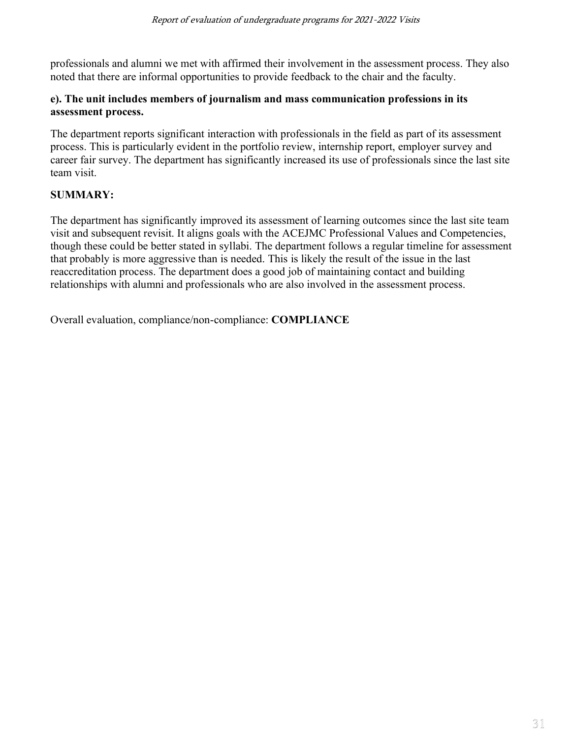professionals and alumni we met with affirmed their involvement in the assessment process. They also noted that there are informal opportunities to provide feedback to the chair and the faculty.

**e). The unit includes members of journalism and mass communication professions in its assessment process.**

The department reports significant interaction with professionals in the field as part of its assessment process. This is particularly evident in the portfolio review, internship report, employer survey and career fair survey. The department has significantly increased its use of professionals since the last site team visit.

**SUMMARY:**

The department has significantly improved its assessment of learning outcomes since the last site team visit and subsequent revisit. It aligns goals with the ACEJMC Professional Values and Competencies, though these could be better stated in syllabi. The department follows a regular timeline for assessment that probably is more aggressive than is needed. This is likely the result of the issue in the last reaccreditation process. The department does a good job of maintaining contact and building relationships with alumni and professionals who are also involved in the assessment process.

Overall evaluation, compliance/non-compliance: **COMPLIANCE**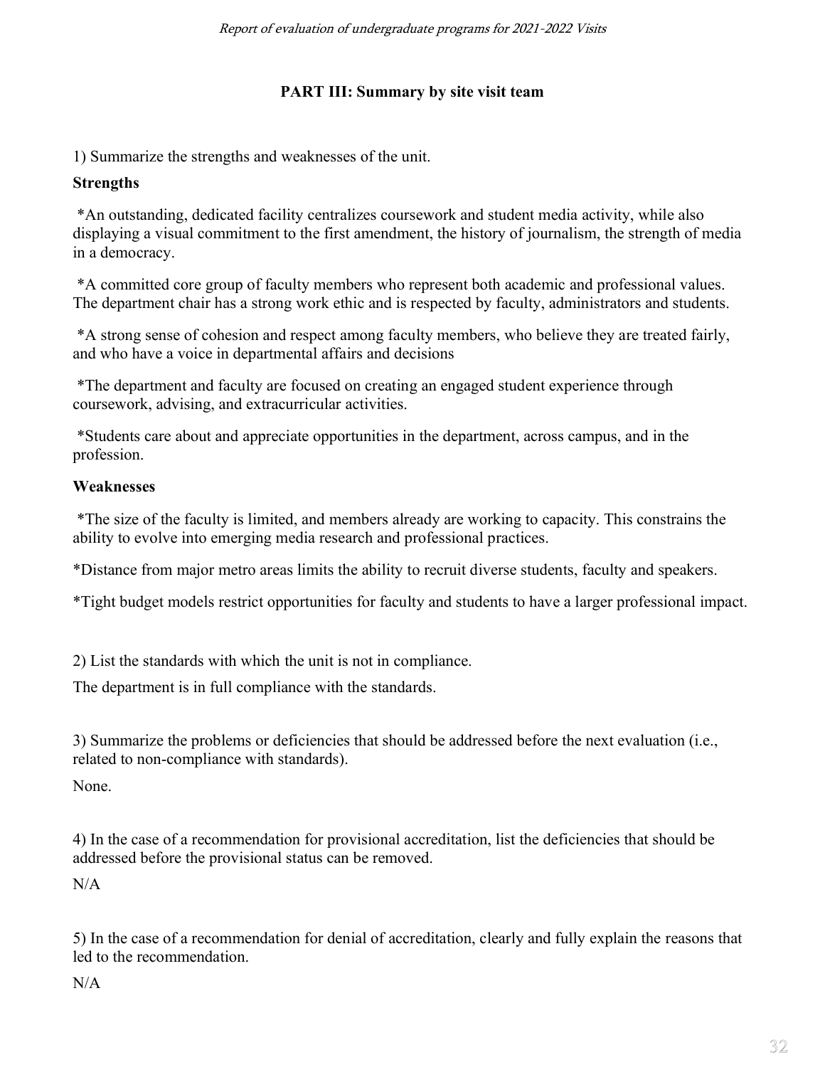## PART III: Summary by site visit team

1) Summarize the strengths and weaknesses of the unit.

**Strengths**

*An outstanding, dedicated facility centralizes coursework and student media activity, while also displaying a visual commitment to the first amendment, the history of journalism, the strength of media in a democracy.

*A committed core group of faculty members who represent both academic and professional values. The department chair has a strong work ethic and is respected by faculty, administrators and students.

*A strong sense of cohesion and respect among faculty members, who believe they are treated fairly, and who have a voice in departmental affairs and decisions

*The department and faculty are focused on creating an engaged student experience through coursework, advising, and extracurricular activities.

*Students care about and appreciate opportunities in the department, across campus, and in the profession.

**Weaknesses**

*The size of the faculty is limited, and members already are working to capacity. This constrains the ability to evolve into emerging media research and professional practices.

*Distance from major metro areas limits the ability to recruit diverse students, faculty and speakers.

*Tight budget models restrict opportunities for faculty and students to have a larger professional impact.

2) List the standards with which the unit is not in compliance.

The department is in full compliance with the standards.

3) Summarize the problems or deficiencies that should be addressed before the next evaluation (i.e., related to non-compliance with standards).

None.

4) In the case of a recommendation for provisional accreditation, list the deficiencies that should be addressed before the provisional status can be removed.

N/A

5) In the case of a recommendation for denial of accreditation, clearly and fully explain the reasons that led to the recommendation.

N/A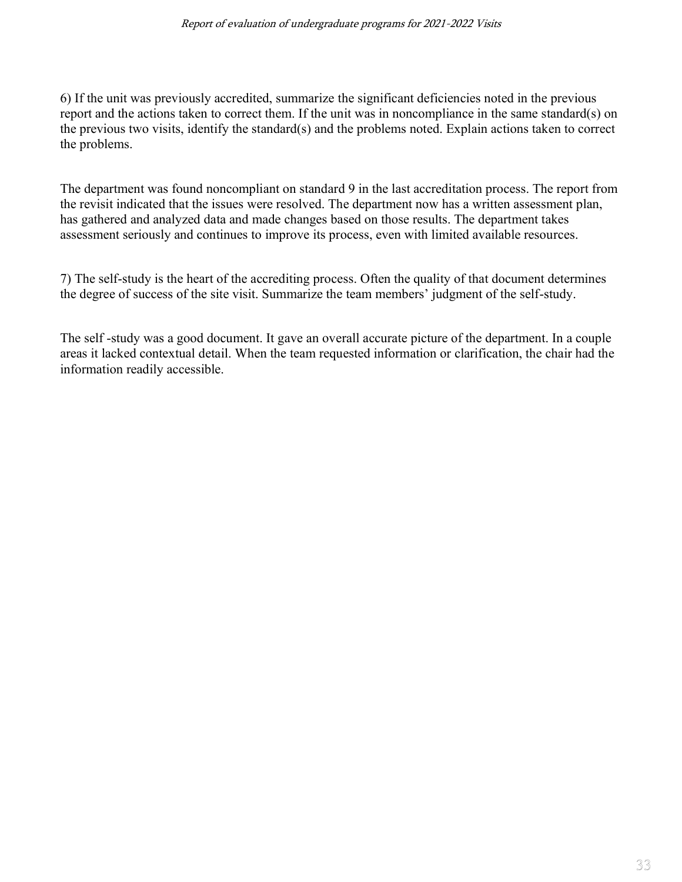6) If the unit was previously accredited, summarize the significant deficiencies noted in the previous report and the actions taken to correct them. If the unit was in noncompliance in the same standard(s) on the previous two visits, identify the standard(s) and the problems noted. Explain actions taken to correct the problems.

The department was found noncompliant on standard 9 in the last accreditation process. The report from the revisit indicated that the issues were resolved. The department now has a written assessment plan, has gathered and analyzed data and made changes based on those results. The department takes assessment seriously and continues to improve its process, even with limited available resources.

7) The self-study is the heart of the accrediting process. Often the quality of that document determines the degree of success of the site visit. Summarize the team members' judgment of the self-study.

The self -study was a good document. It gave an overall accurate picture of the department. In a couple areas it lacked contextual detail. When the team requested information or clarification, the chair had the information readily accessible.